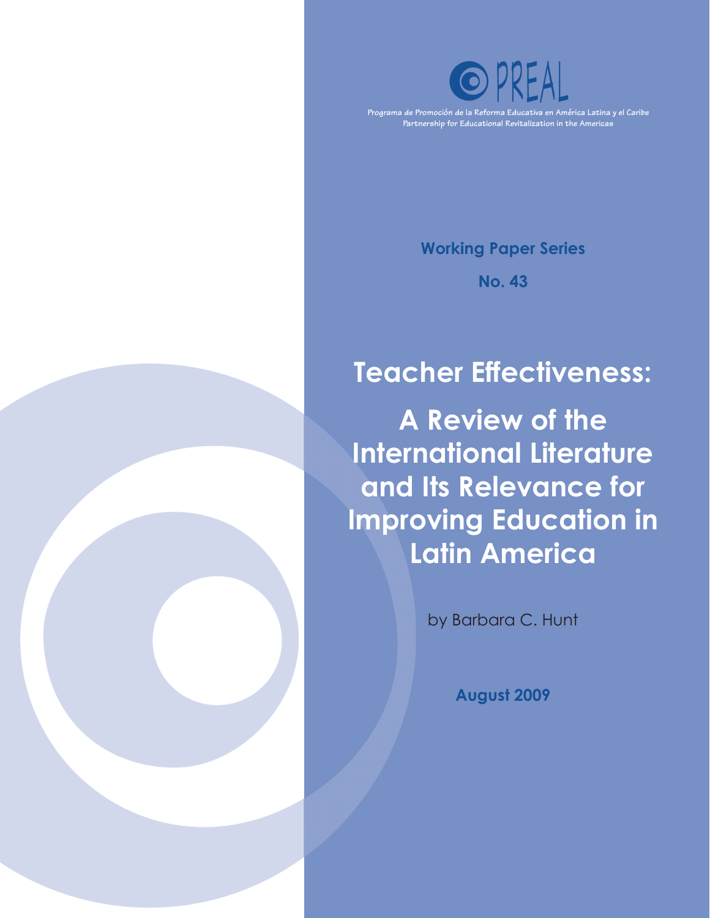PREAL

Programa de Promoción de la Reforma Educativa en América Latina y el Caribe
Partnership for Educational Revitalization in the Americas

**Working Paper Series**

**No. 43**

# Teacher Effectiveness:

# A Review of the International Literature and Its Relevance for Improving Education in Latin America

by Barbara C. Hunt

**August 2009**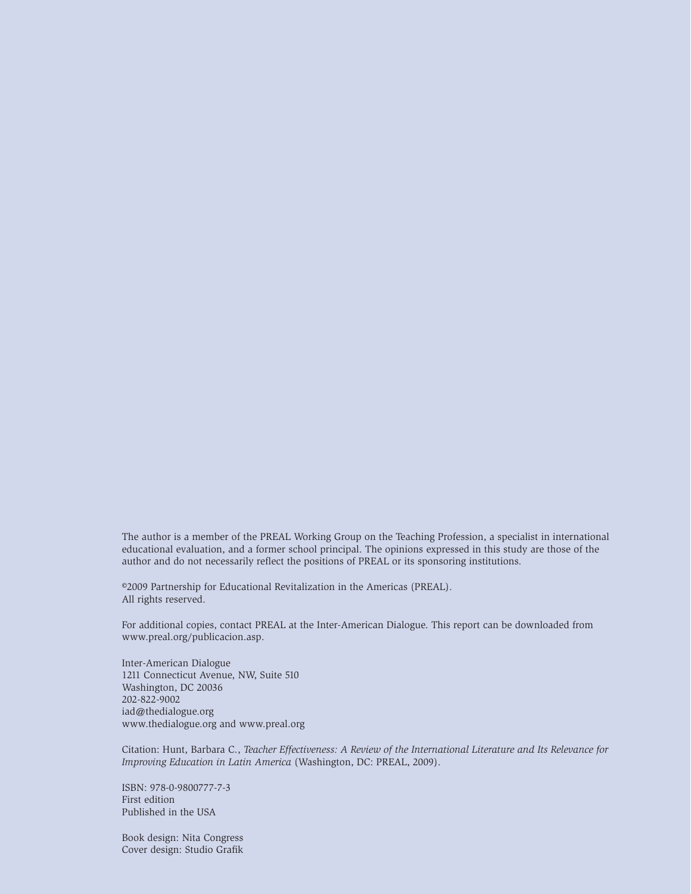The author is a member of the PREAL Working Group on the Teaching Profession, a specialist in international educational evaluation, and a former school principal. The opinions expressed in this study are those of the author and do not necessarily reflect the positions of PREAL or its sponsoring institutions.

©2009 Partnership for Educational Revitalization in the Americas (PREAL).
All rights reserved.

For additional copies, contact PREAL at the Inter-American Dialogue. This report can be downloaded from www.preal.org/publicacion.asp.

Inter-American Dialogue
1211 Connecticut Avenue, NW, Suite 510
Washington, DC 20036
202-822-9002
iad@thedialogue.org
www.thedialogue.org and www.preal.org

Citation: Hunt, Barbara C., *Teacher Effectiveness: A Review of the International Literature and Its Relevance for Improving Education in Latin America* (Washington, DC: PREAL, 2009).

ISBN: 978-0-9800777-7-3
First edition
Published in the USA

Book design: Nita Congress
Cover design: Studio Grafik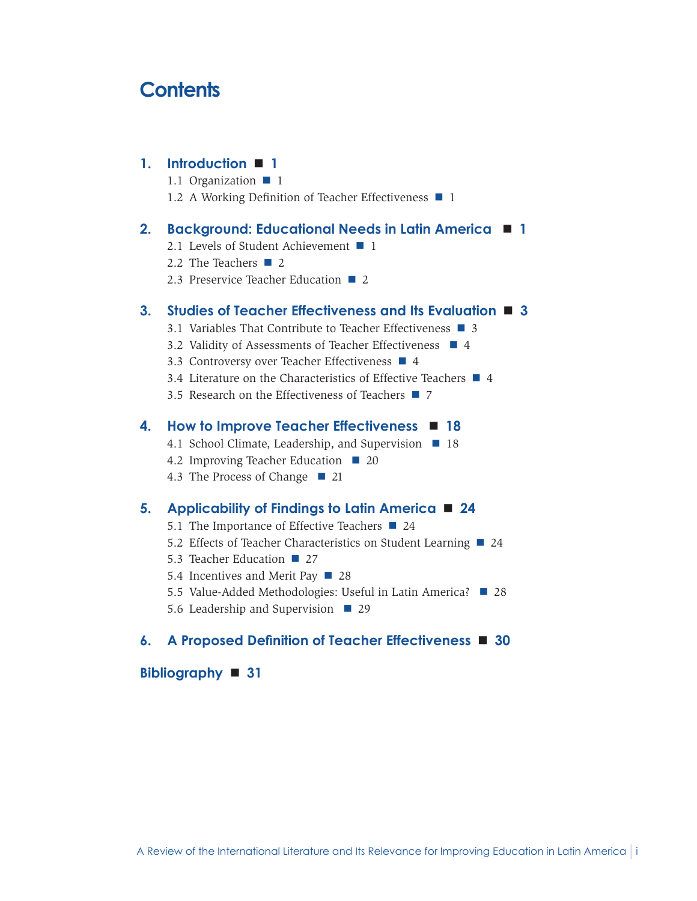# Contents

**1. Introduction ■ 1**

- 1.1 Organization ■ 1
- 1.2 A Working Definition of Teacher Effectiveness ■ 1

**2. Background: Educational Needs in Latin America ■ 1**

- 2.1 Levels of Student Achievement ■ 1
- 2.2 The Teachers ■ 2
- 2.3 Preservice Teacher Education ■ 2

**3. Studies of Teacher Effectiveness and Its Evaluation ■ 3**

- 3.1 Variables That Contribute to Teacher Effectiveness ■ 3
- 3.2 Validity of Assessments of Teacher Effectiveness ■ 4
- 3.3 Controversy over Teacher Effectiveness ■ 4
- 3.4 Literature on the Characteristics of Effective Teachers ■ 4
- 3.5 Research on the Effectiveness of Teachers ■ 7

**4. How to Improve Teacher Effectiveness ■ 18**

- 4.1 School Climate, Leadership, and Supervision ■ 18
- 4.2 Improving Teacher Education ■ 20
- 4.3 The Process of Change ■ 21

**5. Applicability of Findings to Latin America ■ 24**

- 5.1 The Importance of Effective Teachers ■ 24
- 5.2 Effects of Teacher Characteristics on Student Learning ■ 24
- 5.3 Teacher Education ■ 27
- 5.4 Incentives and Merit Pay ■ 28
- 5.5 Value-Added Methodologies: Useful in Latin America? ■ 28
- 5.6 Leadership and Supervision ■ 29

**6. A Proposed Definition of Teacher Effectiveness ■ 30**

**Bibliography ■ 31**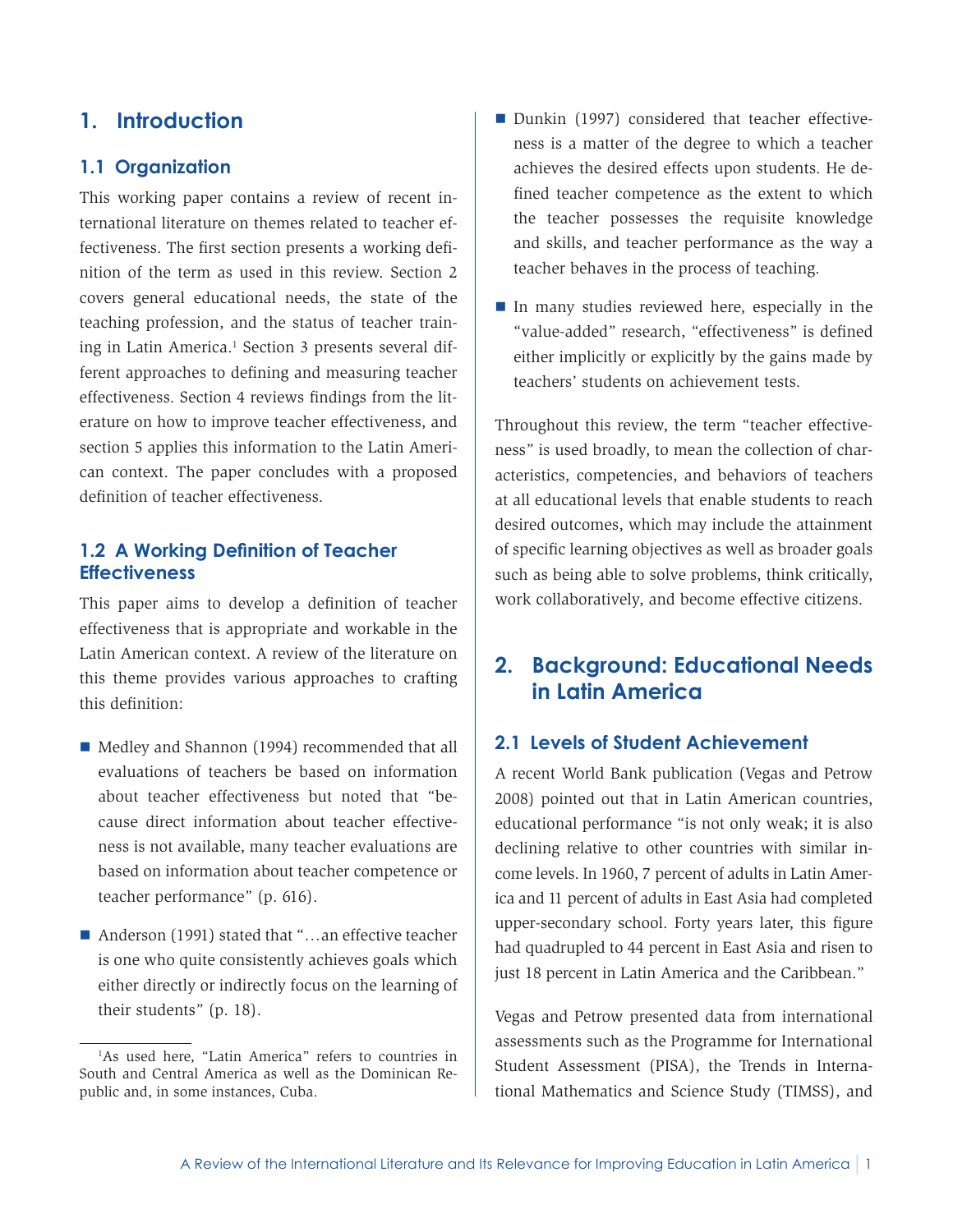# 1. Introduction

## 1.1 Organization

This working paper contains a review of recent international literature on themes related to teacher effectiveness. The first section presents a working definition of the term as used in this review. Section 2 covers general educational needs, the state of the teaching profession, and the status of teacher training in Latin America.[1] Section 3 presents several different approaches to defining and measuring teacher effectiveness. Section 4 reviews findings from the literature on how to improve teacher effectiveness, and section 5 applies this information to the Latin American context. The paper concludes with a proposed definition of teacher effectiveness.

## 1.2 A Working Definition of Teacher Effectiveness

This paper aims to develop a definition of teacher effectiveness that is appropriate and workable in the Latin American context. A review of the literature on this theme provides various approaches to crafting this definition:

- Medley and Shannon (1994) recommended that all evaluations of teachers be based on information about teacher effectiveness but noted that "because direct information about teacher effectiveness is not available, many teacher evaluations are based on information about teacher competence or teacher performance" (p. 616).
- Anderson (1991) stated that "…an effective teacher is one who quite consistently achieves goals which either directly or indirectly focus on the learning of their students" (p. 18).
- Dunkin (1997) considered that teacher effectiveness is a matter of the degree to which a teacher achieves the desired effects upon students. He defined teacher competence as the extent to which the teacher possesses the requisite knowledge and skills, and teacher performance as the way a teacher behaves in the process of teaching.
- In many studies reviewed here, especially in the "value-added" research, "effectiveness" is defined either implicitly or explicitly by the gains made by teachers' students on achievement tests.

Throughout this review, the term "teacher effectiveness" is used broadly, to mean the collection of characteristics, competencies, and behaviors of teachers at all educational levels that enable students to reach desired outcomes, which may include the attainment of specific learning objectives as well as broader goals such as being able to solve problems, think critically, work collaboratively, and become effective citizens.

# 2. Background: Educational Needs in Latin America

## 2.1 Levels of Student Achievement

A recent World Bank publication (Vegas and Petrow 2008) pointed out that in Latin American countries, educational performance "is not only weak; it is also declining relative to other countries with similar income levels. In 1960, 7 percent of adults in Latin America and 11 percent of adults in East Asia had completed upper-secondary school. Forty years later, this figure had quadrupled to 44 percent in East Asia and risen to just 18 percent in Latin America and the Caribbean."

Vegas and Petrow presented data from international assessments such as the Programme for International Student Assessment (PISA), the Trends in International Mathematics and Science Study (TIMSS), and

---

[1] As used here, "Latin America" refers to countries in South and Central America as well as the Dominican Republic and, in some instances, Cuba.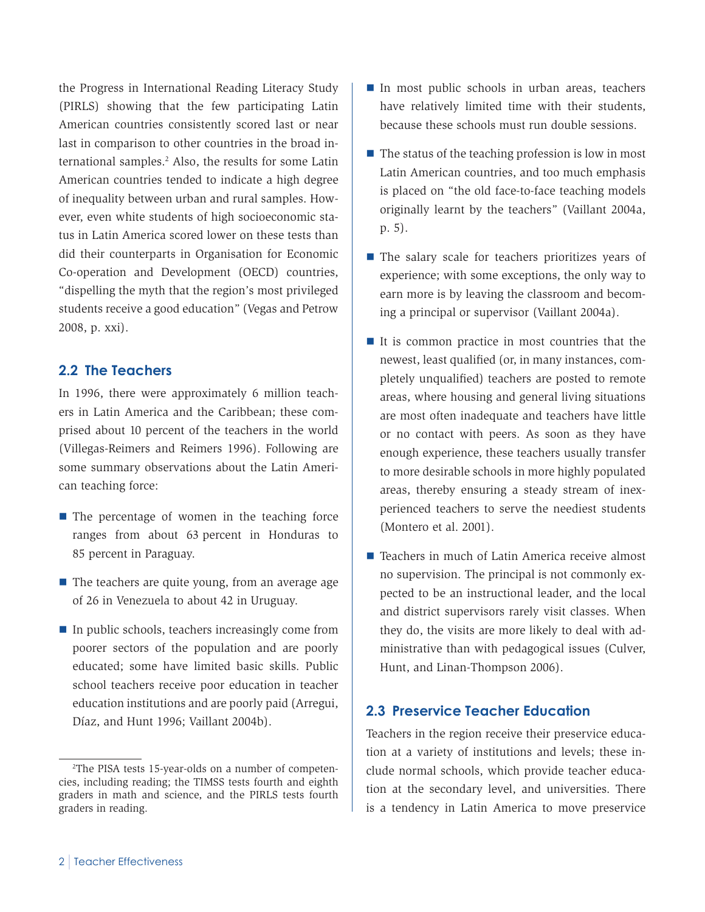the Progress in International Reading Literacy Study (PIRLS) showing that the few participating Latin American countries consistently scored last or near last in comparison to other countries in the broad international samples.[2] Also, the results for some Latin American countries tended to indicate a high degree of inequality between urban and rural samples. However, even white students of high socioeconomic status in Latin America scored lower on these tests than did their counterparts in Organisation for Economic Co-operation and Development (OECD) countries, "dispelling the myth that the region's most privileged students receive a good education" (Vegas and Petrow 2008, p. xxi).

## 2.2 The Teachers

In 1996, there were approximately 6 million teachers in Latin America and the Caribbean; these comprised about 10 percent of the teachers in the world (Villegas-Reimers and Reimers 1996). Following are some summary observations about the Latin American teaching force:

- The percentage of women in the teaching force ranges from about 63 percent in Honduras to 85 percent in Paraguay.
- The teachers are quite young, from an average age of 26 in Venezuela to about 42 in Uruguay.
- In public schools, teachers increasingly come from poorer sectors of the population and are poorly educated; some have limited basic skills. Public school teachers receive poor education in teacher education institutions and are poorly paid (Arregui, Díaz, and Hunt 1996; Vaillant 2004b).
- In most public schools in urban areas, teachers have relatively limited time with their students, because these schools must run double sessions.
- The status of the teaching profession is low in most Latin American countries, and too much emphasis is placed on "the old face-to-face teaching models originally learnt by the teachers" (Vaillant 2004a, p. 5).
- The salary scale for teachers prioritizes years of experience; with some exceptions, the only way to earn more is by leaving the classroom and becoming a principal or supervisor (Vaillant 2004a).
- It is common practice in most countries that the newest, least qualified (or, in many instances, completely unqualified) teachers are posted to remote areas, where housing and general living situations are most often inadequate and teachers have little or no contact with peers. As soon as they have enough experience, these teachers usually transfer to more desirable schools in more highly populated areas, thereby ensuring a steady stream of inexperienced teachers to serve the neediest students (Montero et al. 2001).
- Teachers in much of Latin America receive almost no supervision. The principal is not commonly expected to be an instructional leader, and the local and district supervisors rarely visit classes. When they do, the visits are more likely to deal with administrative than with pedagogical issues (Culver, Hunt, and Linan-Thompson 2006).

## 2.3 Preservice Teacher Education

Teachers in the region receive their preservice education at a variety of institutions and levels; these include normal schools, which provide teacher education at the secondary level, and universities. There is a tendency in Latin America to move preservice

---

[2] The PISA tests 15-year-olds on a number of competencies, including reading; the TIMSS tests fourth and eighth graders in math and science, and the PIRLS tests fourth graders in reading.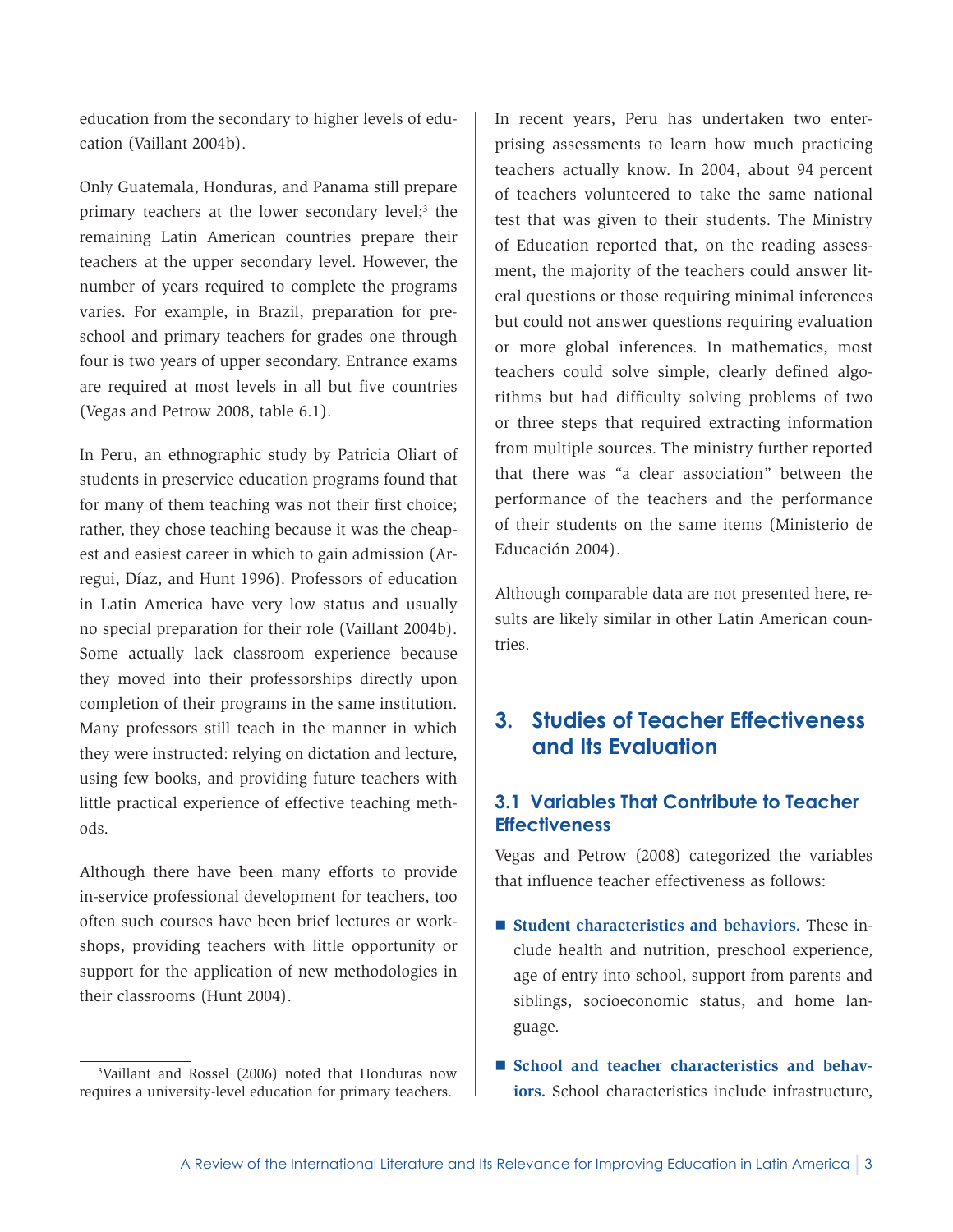education from the secondary to higher levels of education (Vaillant 2004b).

Only Guatemala, Honduras, and Panama still prepare primary teachers at the lower secondary level;[3] the remaining Latin American countries prepare their teachers at the upper secondary level. However, the number of years required to complete the programs varies. For example, in Brazil, preparation for preschool and primary teachers for grades one through four is two years of upper secondary. Entrance exams are required at most levels in all but five countries (Vegas and Petrow 2008, table 6.1).

In Peru, an ethnographic study by Patricia Oliart of students in preservice education programs found that for many of them teaching was not their first choice; rather, they chose teaching because it was the cheapest and easiest career in which to gain admission (Arregui, Díaz, and Hunt 1996). Professors of education in Latin America have very low status and usually no special preparation for their role (Vaillant 2004b). Some actually lack classroom experience because they moved into their professorships directly upon completion of their programs in the same institution. Many professors still teach in the manner in which they were instructed: relying on dictation and lecture, using few books, and providing future teachers with little practical experience of effective teaching methods.

Although there have been many efforts to provide in-service professional development for teachers, too often such courses have been brief lectures or workshops, providing teachers with little opportunity or support for the application of new methodologies in their classrooms (Hunt 2004).

[3] Vaillant and Rossel (2006) noted that Honduras now requires a university-level education for primary teachers.

In recent years, Peru has undertaken two enterprising assessments to learn how much practicing teachers actually know. In 2004, about 94 percent of teachers volunteered to take the same national test that was given to their students. The Ministry of Education reported that, on the reading assessment, the majority of the teachers could answer literal questions or those requiring minimal inferences but could not answer questions requiring evaluation or more global inferences. In mathematics, most teachers could solve simple, clearly defined algorithms but had difficulty solving problems of two or three steps that required extracting information from multiple sources. The ministry further reported that there was "a clear association" between the performance of the teachers and the performance of their students on the same items (Ministerio de Educación 2004).

Although comparable data are not presented here, results are likely similar in other Latin American countries.

# 3. Studies of Teacher Effectiveness and Its Evaluation

## 3.1 Variables That Contribute to Teacher Effectiveness

Vegas and Petrow (2008) categorized the variables that influence teacher effectiveness as follows:

- **Student characteristics and behaviors.** These include health and nutrition, preschool experience, age of entry into school, support from parents and siblings, socioeconomic status, and home language.
- **School and teacher characteristics and behaviors.** School characteristics include infrastructure,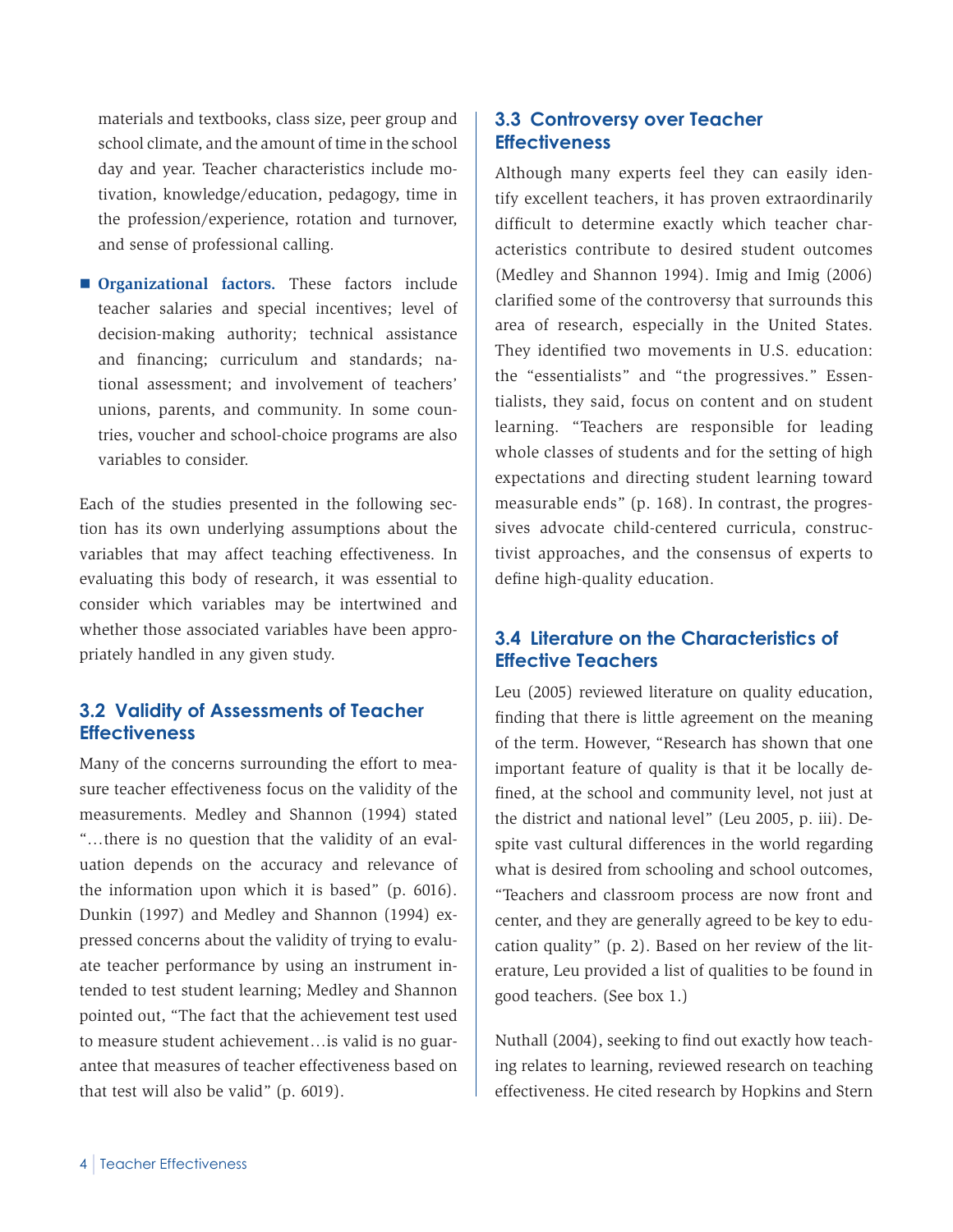materials and textbooks, class size, peer group and school climate, and the amount of time in the school day and year. Teacher characteristics include motivation, knowledge/education, pedagogy, time in the profession/experience, rotation and turnover, and sense of professional calling.

- **Organizational factors.** These factors include teacher salaries and special incentives; level of decision-making authority; technical assistance and financing; curriculum and standards; national assessment; and involvement of teachers' unions, parents, and community. In some countries, voucher and school-choice programs are also variables to consider.

Each of the studies presented in the following section has its own underlying assumptions about the variables that may affect teaching effectiveness. In evaluating this body of research, it was essential to consider which variables may be intertwined and whether those associated variables have been appropriately handled in any given study.

## 3.2 Validity of Assessments of Teacher Effectiveness

Many of the concerns surrounding the effort to measure teacher effectiveness focus on the validity of the measurements. Medley and Shannon (1994) stated "…there is no question that the validity of an evaluation depends on the accuracy and relevance of the information upon which it is based" (p. 6016). Dunkin (1997) and Medley and Shannon (1994) expressed concerns about the validity of trying to evaluate teacher performance by using an instrument intended to test student learning; Medley and Shannon pointed out, "The fact that the achievement test used to measure student achievement…is valid is no guarantee that measures of teacher effectiveness based on that test will also be valid" (p. 6019).

## 3.3 Controversy over Teacher Effectiveness

Although many experts feel they can easily identify excellent teachers, it has proven extraordinarily difficult to determine exactly which teacher characteristics contribute to desired student outcomes (Medley and Shannon 1994). Imig and Imig (2006) clarified some of the controversy that surrounds this area of research, especially in the United States. They identified two movements in U.S. education: the "essentialists" and "the progressives." Essentialists, they said, focus on content and on student learning. "Teachers are responsible for leading whole classes of students and for the setting of high expectations and directing student learning toward measurable ends" (p. 168). In contrast, the progressives advocate child-centered curricula, constructivist approaches, and the consensus of experts to define high-quality education.

## 3.4 Literature on the Characteristics of Effective Teachers

Leu (2005) reviewed literature on quality education, finding that there is little agreement on the meaning of the term. However, "Research has shown that one important feature of quality is that it be locally defined, at the school and community level, not just at the district and national level" (Leu 2005, p. iii). Despite vast cultural differences in the world regarding what is desired from schooling and school outcomes, "Teachers and classroom process are now front and center, and they are generally agreed to be key to education quality" (p. 2). Based on her review of the literature, Leu provided a list of qualities to be found in good teachers. (See box 1.)

Nuthall (2004), seeking to find out exactly how teaching relates to learning, reviewed research on teaching effectiveness. He cited research by Hopkins and Stern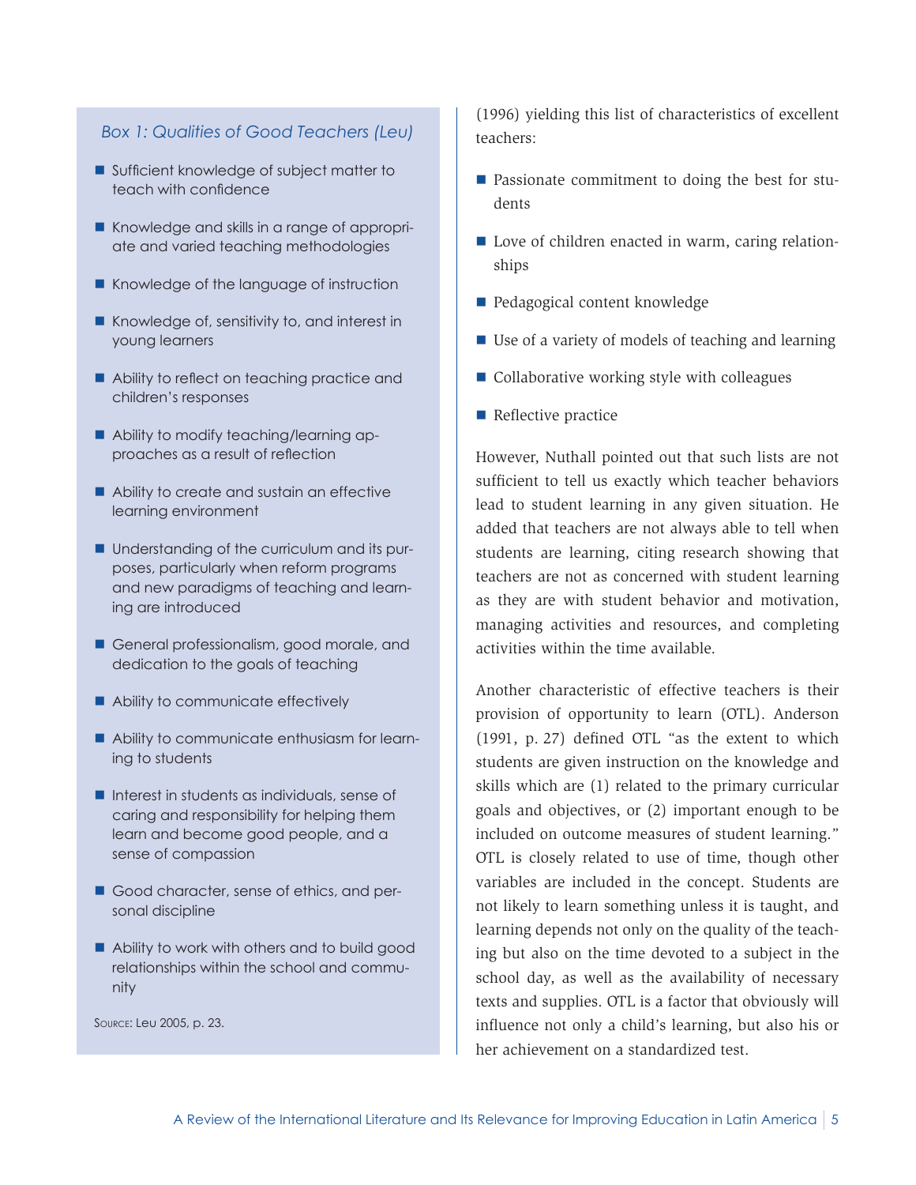### Box 1: Qualities of Good Teachers (Leu)

- Sufficient knowledge of subject matter to teach with confidence
- Knowledge and skills in a range of appropriate and varied teaching methodologies
- Knowledge of the language of instruction
- Knowledge of, sensitivity to, and interest in young learners
- Ability to reflect on teaching practice and children's responses
- Ability to modify teaching/learning approaches as a result of reflection
- Ability to create and sustain an effective learning environment
- Understanding of the curriculum and its purposes, particularly when reform programs and new paradigms of teaching and learning are introduced
- General professionalism, good morale, and dedication to the goals of teaching
- Ability to communicate effectively
- Ability to communicate enthusiasm for learning to students
- Interest in students as individuals, sense of caring and responsibility for helping them learn and become good people, and a sense of compassion
- Good character, sense of ethics, and personal discipline
- Ability to work with others and to build good relationships within the school and community

Source: Leu 2005, p. 23.

(1996) yielding this list of characteristics of excellent teachers:

- Passionate commitment to doing the best for students
- Love of children enacted in warm, caring relationships
- Pedagogical content knowledge
- Use of a variety of models of teaching and learning
- Collaborative working style with colleagues
- Reflective practice

However, Nuthall pointed out that such lists are not sufficient to tell us exactly which teacher behaviors lead to student learning in any given situation. He added that teachers are not always able to tell when students are learning, citing research showing that teachers are not as concerned with student learning as they are with student behavior and motivation, managing activities and resources, and completing activities within the time available.

Another characteristic of effective teachers is their provision of opportunity to learn (OTL). Anderson (1991, p. 27) defined OTL "as the extent to which students are given instruction on the knowledge and skills which are (1) related to the primary curricular goals and objectives, or (2) important enough to be included on outcome measures of student learning." OTL is closely related to use of time, though other variables are included in the concept. Students are not likely to learn something unless it is taught, and learning depends not only on the quality of the teaching but also on the time devoted to a subject in the school day, as well as the availability of necessary texts and supplies. OTL is a factor that obviously will influence not only a child's learning, but also his or her achievement on a standardized test.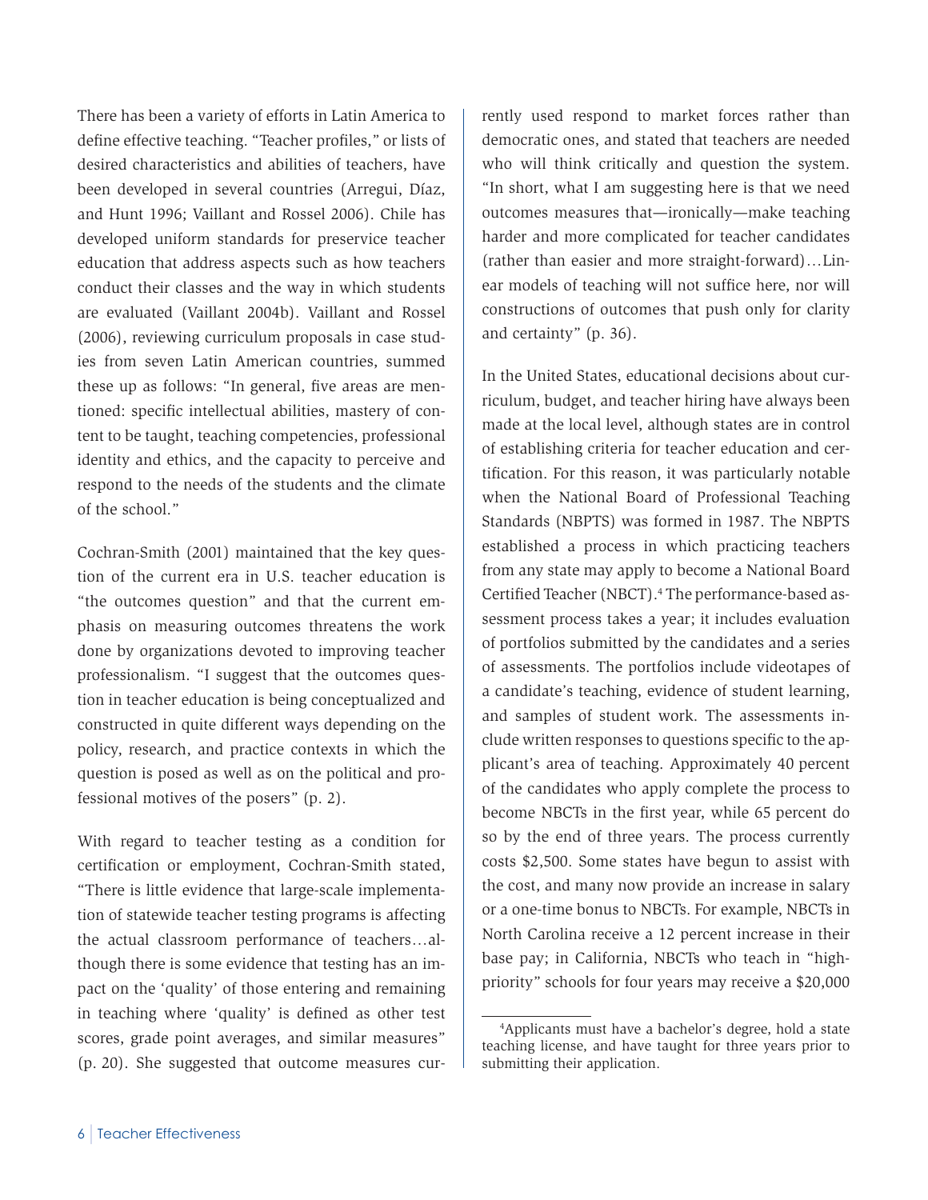There has been a variety of efforts in Latin America to define effective teaching. "Teacher profiles," or lists of desired characteristics and abilities of teachers, have been developed in several countries (Arregui, Díaz, and Hunt 1996; Vaillant and Rossel 2006). Chile has developed uniform standards for preservice teacher education that address aspects such as how teachers conduct their classes and the way in which students are evaluated (Vaillant 2004b). Vaillant and Rossel (2006), reviewing curriculum proposals in case studies from seven Latin American countries, summed these up as follows: "In general, five areas are mentioned: specific intellectual abilities, mastery of content to be taught, teaching competencies, professional identity and ethics, and the capacity to perceive and respond to the needs of the students and the climate of the school."

Cochran-Smith (2001) maintained that the key question of the current era in U.S. teacher education is "the outcomes question" and that the current emphasis on measuring outcomes threatens the work done by organizations devoted to improving teacher professionalism. "I suggest that the outcomes question in teacher education is being conceptualized and constructed in quite different ways depending on the policy, research, and practice contexts in which the question is posed as well as on the political and professional motives of the posers" (p. 2).

With regard to teacher testing as a condition for certification or employment, Cochran-Smith stated, "There is little evidence that large-scale implementation of statewide teacher testing programs is affecting the actual classroom performance of teachers…although there is some evidence that testing has an impact on the 'quality' of those entering and remaining in teaching where 'quality' is defined as other test scores, grade point averages, and similar measures" (p. 20). She suggested that outcome measures currently used respond to market forces rather than democratic ones, and stated that teachers are needed who will think critically and question the system. "In short, what I am suggesting here is that we need outcomes measures that—ironically—make teaching harder and more complicated for teacher candidates (rather than easier and more straight-forward)…Linear models of teaching will not suffice here, nor will constructions of outcomes that push only for clarity and certainty" (p. 36).

In the United States, educational decisions about curriculum, budget, and teacher hiring have always been made at the local level, although states are in control of establishing criteria for teacher education and certification. For this reason, it was particularly notable when the National Board of Professional Teaching Standards (NBPTS) was formed in 1987. The NBPTS established a process in which practicing teachers from any state may apply to become a National Board Certified Teacher (NBCT).[4] The performance-based assessment process takes a year; it includes evaluation of portfolios submitted by the candidates and a series of assessments. The portfolios include videotapes of a candidate's teaching, evidence of student learning, and samples of student work. The assessments include written responses to questions specific to the applicant's area of teaching. Approximately 40 percent of the candidates who apply complete the process to become NBCTs in the first year, while 65 percent do so by the end of three years. The process currently costs $2,500. Some states have begun to assist with the cost, and many now provide an increase in salary or a one-time bonus to NBCTs. For example, NBCTs in North Carolina receive a 12 percent increase in their base pay; in California, NBCTs who teach in "high-priority" schools for four years may receive a $20,000

---

[4] Applicants must have a bachelor's degree, hold a state teaching license, and have taught for three years prior to submitting their application.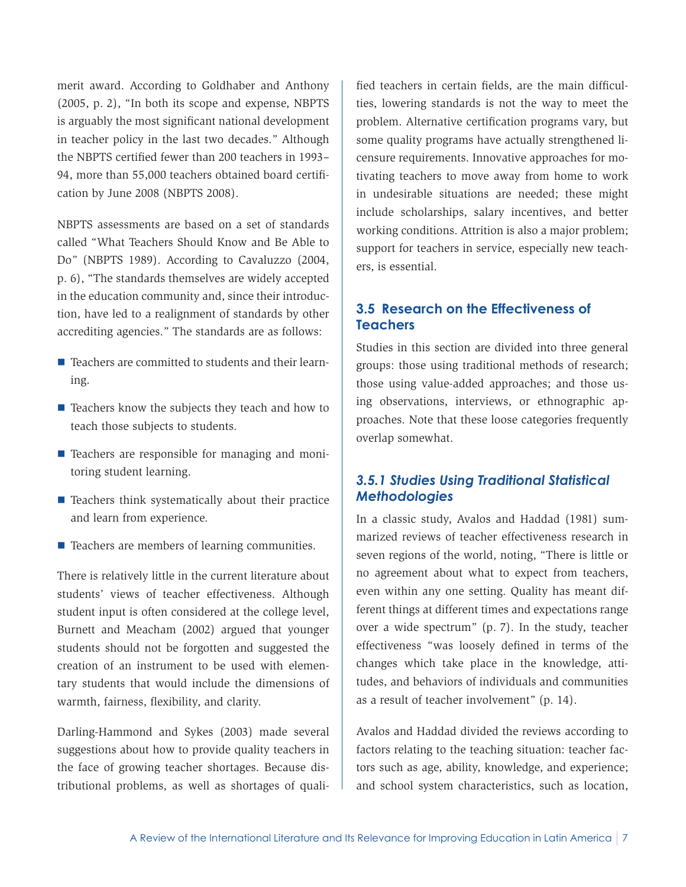merit award. According to Goldhaber and Anthony (2005, p. 2), "In both its scope and expense, NBPTS is arguably the most significant national development in teacher policy in the last two decades." Although the NBPTS certified fewer than 200 teachers in 1993–94, more than 55,000 teachers obtained board certification by June 2008 (NBPTS 2008).

NBPTS assessments are based on a set of standards called "What Teachers Should Know and Be Able to Do" (NBPTS 1989). According to Cavaluzzo (2004, p. 6), "The standards themselves are widely accepted in the education community and, since their introduction, have led to a realignment of standards by other accrediting agencies." The standards are as follows:

- Teachers are committed to students and their learning.
- Teachers know the subjects they teach and how to teach those subjects to students.
- Teachers are responsible for managing and monitoring student learning.
- Teachers think systematically about their practice and learn from experience.
- Teachers are members of learning communities.

There is relatively little in the current literature about students' views of teacher effectiveness. Although student input is often considered at the college level, Burnett and Meacham (2002) argued that younger students should not be forgotten and suggested the creation of an instrument to be used with elementary students that would include the dimensions of warmth, fairness, flexibility, and clarity.

Darling-Hammond and Sykes (2003) made several suggestions about how to provide quality teachers in the face of growing teacher shortages. Because distributional problems, as well as shortages of qualified teachers in certain fields, are the main difficulties, lowering standards is not the way to meet the problem. Alternative certification programs vary, but some quality programs have actually strengthened licensure requirements. Innovative approaches for motivating teachers to move away from home to work in undesirable situations are needed; these might include scholarships, salary incentives, and better working conditions. Attrition is also a major problem; support for teachers in service, especially new teachers, is essential.

## 3.5 Research on the Effectiveness of Teachers

Studies in this section are divided into three general groups: those using traditional methods of research; those using value-added approaches; and those using observations, interviews, or ethnographic approaches. Note that these loose categories frequently overlap somewhat.

### *3.5.1 Studies Using Traditional Statistical Methodologies*

In a classic study, Avalos and Haddad (1981) summarized reviews of teacher effectiveness research in seven regions of the world, noting, "There is little or no agreement about what to expect from teachers, even within any one setting. Quality has meant different things at different times and expectations range over a wide spectrum" (p. 7). In the study, teacher effectiveness "was loosely defined in terms of the changes which take place in the knowledge, attitudes, and behaviors of individuals and communities as a result of teacher involvement" (p. 14).

Avalos and Haddad divided the reviews according to factors relating to the teaching situation: teacher factors such as age, ability, knowledge, and experience; and school system characteristics, such as location,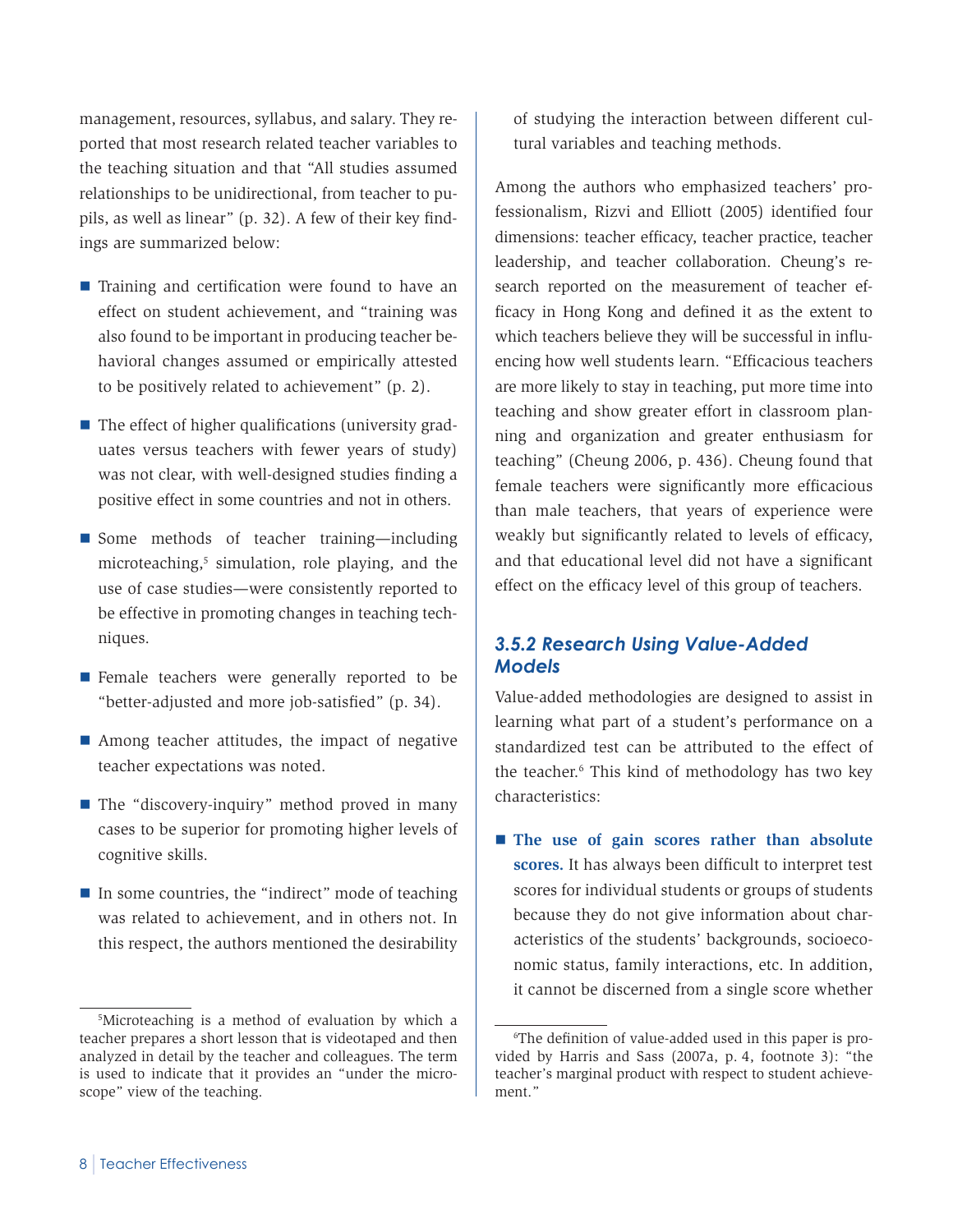management, resources, syllabus, and salary. They reported that most research related teacher variables to the teaching situation and that "All studies assumed relationships to be unidirectional, from teacher to pupils, as well as linear" (p. 32). A few of their key findings are summarized below:

- Training and certification were found to have an effect on student achievement, and "training was also found to be important in producing teacher behavioral changes assumed or empirically attested to be positively related to achievement" (p. 2).
- The effect of higher qualifications (university graduates versus teachers with fewer years of study) was not clear, with well-designed studies finding a positive effect in some countries and not in others.
- Some methods of teacher training—including microteaching,[5] simulation, role playing, and the use of case studies—were consistently reported to be effective in promoting changes in teaching techniques.
- Female teachers were generally reported to be "better-adjusted and more job-satisfied" (p. 34).
- Among teacher attitudes, the impact of negative teacher expectations was noted.
- The "discovery-inquiry" method proved in many cases to be superior for promoting higher levels of cognitive skills.
- In some countries, the "indirect" mode of teaching was related to achievement, and in others not. In this respect, the authors mentioned the desirability of studying the interaction between different cultural variables and teaching methods.

Among the authors who emphasized teachers' professionalism, Rizvi and Elliott (2005) identified four dimensions: teacher efficacy, teacher practice, teacher leadership, and teacher collaboration. Cheung's research reported on the measurement of teacher efficacy in Hong Kong and defined it as the extent to which teachers believe they will be successful in influencing how well students learn. "Efficacious teachers are more likely to stay in teaching, put more time into teaching and show greater effort in classroom planning and organization and greater enthusiasm for teaching" (Cheung 2006, p. 436). Cheung found that female teachers were significantly more efficacious than male teachers, that years of experience were weakly but significantly related to levels of efficacy, and that educational level did not have a significant effect on the efficacy level of this group of teachers.

### *3.5.2 Research Using Value-Added Models*

Value-added methodologies are designed to assist in learning what part of a student's performance on a standardized test can be attributed to the effect of the teacher.[6] This kind of methodology has two key characteristics:

- **The use of gain scores rather than absolute scores.** It has always been difficult to interpret test scores for individual students or groups of students because they do not give information about characteristics of the students' backgrounds, socioeconomic status, family interactions, etc. In addition, it cannot be discerned from a single score whether

[5] Microteaching is a method of evaluation by which a teacher prepares a short lesson that is videotaped and then analyzed in detail by the teacher and colleagues. The term is used to indicate that it provides an "under the microscope" view of the teaching.

[6] The definition of value-added used in this paper is provided by Harris and Sass (2007a, p. 4, footnote 3): "the teacher's marginal product with respect to student achievement."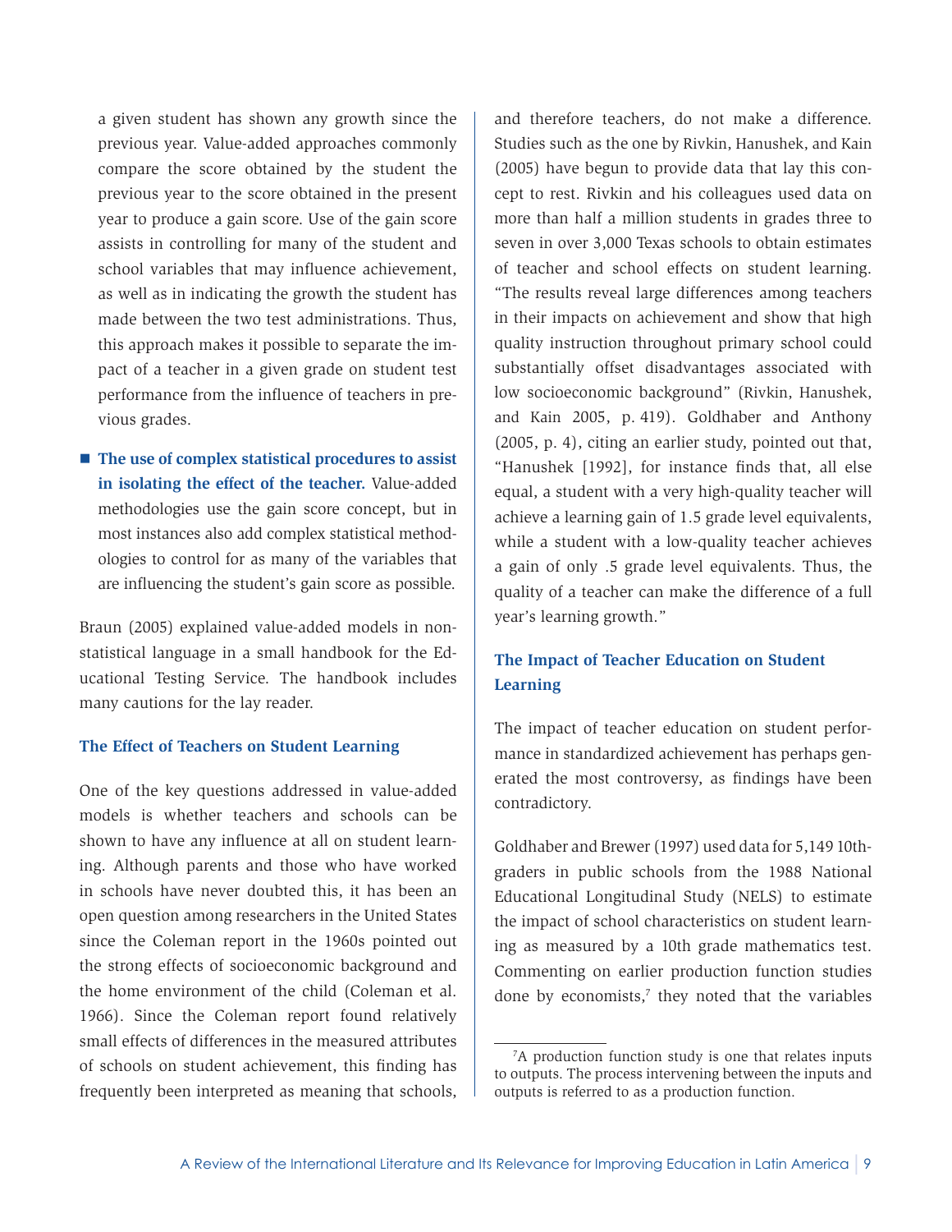a given student has shown any growth since the previous year. Value-added approaches commonly compare the score obtained by the student the previous year to the score obtained in the present year to produce a gain score. Use of the gain score assists in controlling for many of the student and school variables that may influence achievement, as well as in indicating the growth the student has made between the two test administrations. Thus, this approach makes it possible to separate the impact of a teacher in a given grade on student test performance from the influence of teachers in previous grades.

- **The use of complex statistical procedures to assist in isolating the effect of the teacher.** Value-added methodologies use the gain score concept, but in most instances also add complex statistical methodologies to control for as many of the variables that are influencing the student's gain score as possible.

Braun (2005) explained value-added models in non-statistical language in a small handbook for the Educational Testing Service. The handbook includes many cautions for the lay reader.

### The Effect of Teachers on Student Learning

One of the key questions addressed in value-added models is whether teachers and schools can be shown to have any influence at all on student learning. Although parents and those who have worked in schools have never doubted this, it has been an open question among researchers in the United States since the Coleman report in the 1960s pointed out the strong effects of socioeconomic background and the home environment of the child (Coleman et al. 1966). Since the Coleman report found relatively small effects of differences in the measured attributes of schools on student achievement, this finding has frequently been interpreted as meaning that schools, and therefore teachers, do not make a difference. Studies such as the one by Rivkin, Hanushek, and Kain (2005) have begun to provide data that lay this concept to rest. Rivkin and his colleagues used data on more than half a million students in grades three to seven in over 3,000 Texas schools to obtain estimates of teacher and school effects on student learning. "The results reveal large differences among teachers in their impacts on achievement and show that high quality instruction throughout primary school could substantially offset disadvantages associated with low socioeconomic background" (Rivkin, Hanushek, and Kain 2005, p. 419). Goldhaber and Anthony (2005, p. 4), citing an earlier study, pointed out that, "Hanushek [1992], for instance finds that, all else equal, a student with a very high-quality teacher will achieve a learning gain of 1.5 grade level equivalents, while a student with a low-quality teacher achieves a gain of only .5 grade level equivalents. Thus, the quality of a teacher can make the difference of a full year's learning growth."

### The Impact of Teacher Education on Student Learning

The impact of teacher education on student performance in standardized achievement has perhaps generated the most controversy, as findings have been contradictory.

Goldhaber and Brewer (1997) used data for 5,149 10th-graders in public schools from the 1988 National Educational Longitudinal Study (NELS) to estimate the impact of school characteristics on student learning as measured by a 10th grade mathematics test. Commenting on earlier production function studies done by economists,[7] they noted that the variables

[7] A production function study is one that relates inputs to outputs. The process intervening between the inputs and outputs is referred to as a production function.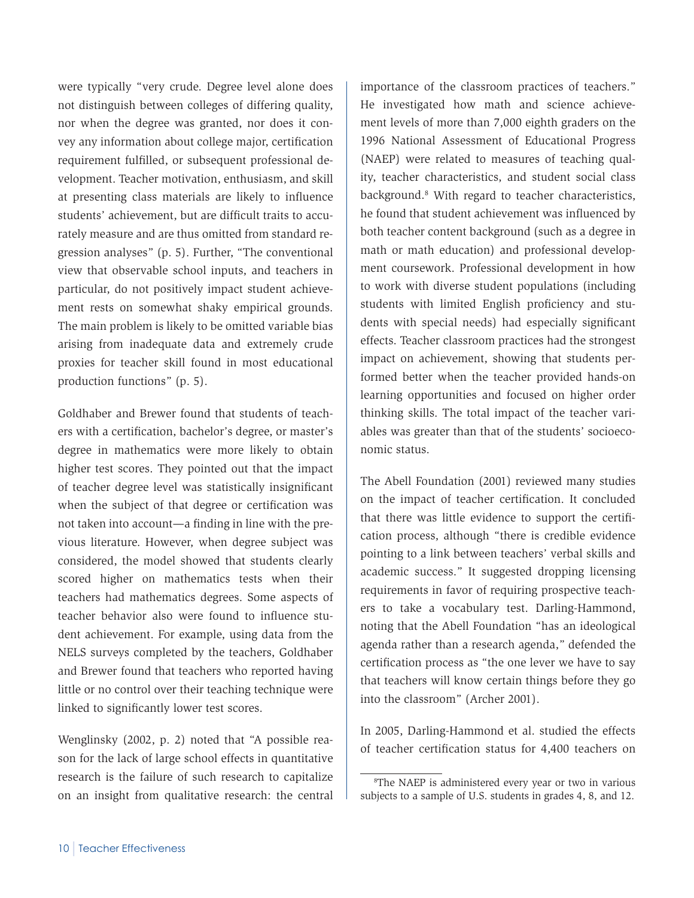were typically "very crude. Degree level alone does not distinguish between colleges of differing quality, nor when the degree was granted, nor does it convey any information about college major, certification requirement fulfilled, or subsequent professional development. Teacher motivation, enthusiasm, and skill at presenting class materials are likely to influence students' achievement, but are difficult traits to accurately measure and are thus omitted from standard regression analyses" (p. 5). Further, "The conventional view that observable school inputs, and teachers in particular, do not positively impact student achievement rests on somewhat shaky empirical grounds. The main problem is likely to be omitted variable bias arising from inadequate data and extremely crude proxies for teacher skill found in most educational production functions" (p. 5).

Goldhaber and Brewer found that students of teachers with a certification, bachelor's degree, or master's degree in mathematics were more likely to obtain higher test scores. They pointed out that the impact of teacher degree level was statistically insignificant when the subject of that degree or certification was not taken into account—a finding in line with the previous literature. However, when degree subject was considered, the model showed that students clearly scored higher on mathematics tests when their teachers had mathematics degrees. Some aspects of teacher behavior also were found to influence student achievement. For example, using data from the NELS surveys completed by the teachers, Goldhaber and Brewer found that teachers who reported having little or no control over their teaching technique were linked to significantly lower test scores.

Wenglinsky (2002, p. 2) noted that "A possible reason for the lack of large school effects in quantitative research is the failure of such research to capitalize on an insight from qualitative research: the central importance of the classroom practices of teachers." He investigated how math and science achievement levels of more than 7,000 eighth graders on the 1996 National Assessment of Educational Progress (NAEP) were related to measures of teaching quality, teacher characteristics, and student social class background.[8] With regard to teacher characteristics, he found that student achievement was influenced by both teacher content background (such as a degree in math or math education) and professional development coursework. Professional development in how to work with diverse student populations (including students with limited English proficiency and students with special needs) had especially significant effects. Teacher classroom practices had the strongest impact on achievement, showing that students performed better when the teacher provided hands-on learning opportunities and focused on higher order thinking skills. The total impact of the teacher variables was greater than that of the students' socioeconomic status.

The Abell Foundation (2001) reviewed many studies on the impact of teacher certification. It concluded that there was little evidence to support the certification process, although "there is credible evidence pointing to a link between teachers' verbal skills and academic success." It suggested dropping licensing requirements in favor of requiring prospective teachers to take a vocabulary test. Darling-Hammond, noting that the Abell Foundation "has an ideological agenda rather than a research agenda," defended the certification process as "the one lever we have to say that teachers will know certain things before they go into the classroom" (Archer 2001).

In 2005, Darling-Hammond et al. studied the effects of teacher certification status for 4,400 teachers on

[8] The NAEP is administered every year or two in various subjects to a sample of U.S. students in grades 4, 8, and 12.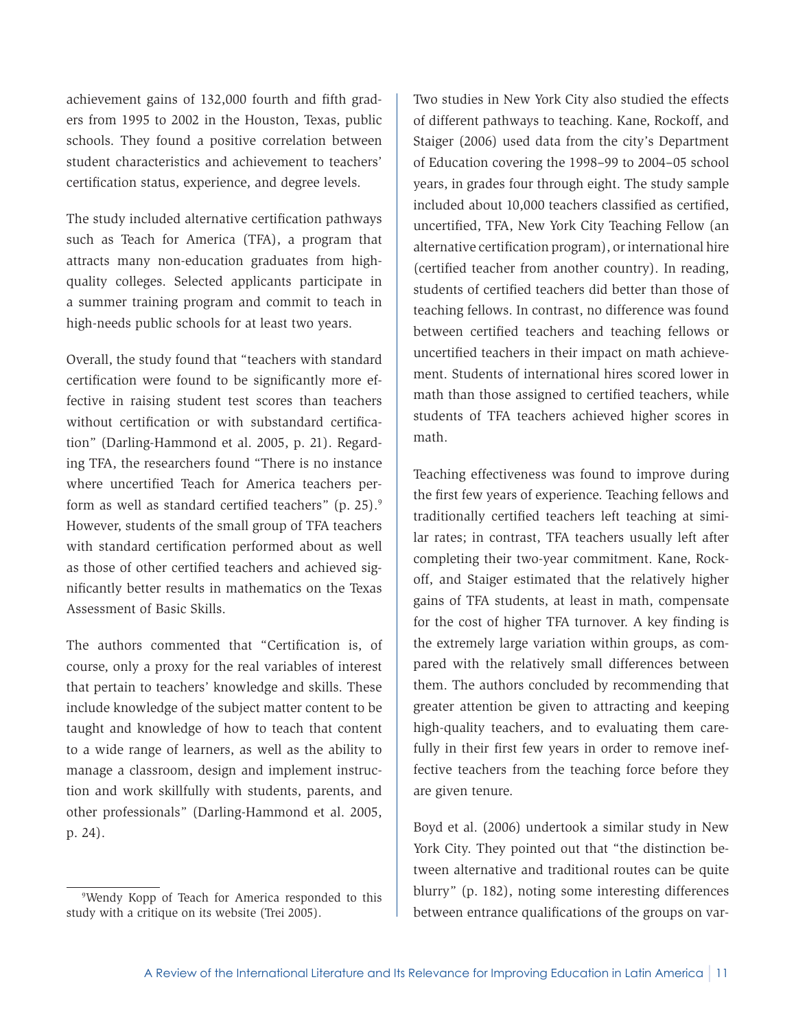achievement gains of 132,000 fourth and fifth graders from 1995 to 2002 in the Houston, Texas, public schools. They found a positive correlation between student characteristics and achievement to teachers' certification status, experience, and degree levels.

The study included alternative certification pathways such as Teach for America (TFA), a program that attracts many non-education graduates from high-quality colleges. Selected applicants participate in a summer training program and commit to teach in high-needs public schools for at least two years.

Overall, the study found that "teachers with standard certification were found to be significantly more effective in raising student test scores than teachers without certification or with substandard certification" (Darling-Hammond et al. 2005, p. 21). Regarding TFA, the researchers found "There is no instance where uncertified Teach for America teachers perform as well as standard certified teachers" (p. 25).[9] However, students of the small group of TFA teachers with standard certification performed about as well as those of other certified teachers and achieved significantly better results in mathematics on the Texas Assessment of Basic Skills.

The authors commented that "Certification is, of course, only a proxy for the real variables of interest that pertain to teachers' knowledge and skills. These include knowledge of the subject matter content to be taught and knowledge of how to teach that content to a wide range of learners, as well as the ability to manage a classroom, design and implement instruction and work skillfully with students, parents, and other professionals" (Darling-Hammond et al. 2005, p. 24).

[9] Wendy Kopp of Teach for America responded to this study with a critique on its website (Trei 2005).

Two studies in New York City also studied the effects of different pathways to teaching. Kane, Rockoff, and Staiger (2006) used data from the city's Department of Education covering the 1998–99 to 2004–05 school years, in grades four through eight. The study sample included about 10,000 teachers classified as certified, uncertified, TFA, New York City Teaching Fellow (an alternative certification program), or international hire (certified teacher from another country). In reading, students of certified teachers did better than those of teaching fellows. In contrast, no difference was found between certified teachers and teaching fellows or uncertified teachers in their impact on math achievement. Students of international hires scored lower in math than those assigned to certified teachers, while students of TFA teachers achieved higher scores in math.

Teaching effectiveness was found to improve during the first few years of experience. Teaching fellows and traditionally certified teachers left teaching at similar rates; in contrast, TFA teachers usually left after completing their two-year commitment. Kane, Rockoff, and Staiger estimated that the relatively higher gains of TFA students, at least in math, compensate for the cost of higher TFA turnover. A key finding is the extremely large variation within groups, as compared with the relatively small differences between them. The authors concluded by recommending that greater attention be given to attracting and keeping high-quality teachers, and to evaluating them carefully in their first few years in order to remove ineffective teachers from the teaching force before they are given tenure.

Boyd et al. (2006) undertook a similar study in New York City. They pointed out that "the distinction between alternative and traditional routes can be quite blurry" (p. 182), noting some interesting differences between entrance qualifications of the groups on var-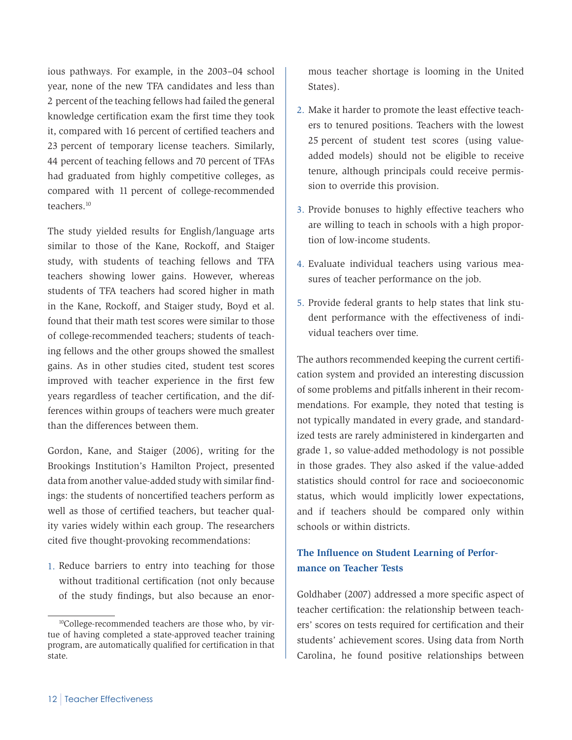ious pathways. For example, in the 2003–04 school year, none of the new TFA candidates and less than 2 percent of the teaching fellows had failed the general knowledge certification exam the first time they took it, compared with 16 percent of certified teachers and 23 percent of temporary license teachers. Similarly, 44 percent of teaching fellows and 70 percent of TFAs had graduated from highly competitive colleges, as compared with 11 percent of college-recommended teachers.[10]

The study yielded results for English/language arts similar to those of the Kane, Rockoff, and Staiger study, with students of teaching fellows and TFA teachers showing lower gains. However, whereas students of TFA teachers had scored higher in math in the Kane, Rockoff, and Staiger study, Boyd et al. found that their math test scores were similar to those of college-recommended teachers; students of teaching fellows and the other groups showed the smallest gains. As in other studies cited, student test scores improved with teacher experience in the first few years regardless of teacher certification, and the differences within groups of teachers were much greater than the differences between them.

Gordon, Kane, and Staiger (2006), writing for the Brookings Institution's Hamilton Project, presented data from another value-added study with similar findings: the students of noncertified teachers perform as well as those of certified teachers, but teacher quality varies widely within each group. The researchers cited five thought-provoking recommendations:

1. Reduce barriers to entry into teaching for those without traditional certification (not only because of the study findings, but also because an enormous teacher shortage is looming in the United States).
2. Make it harder to promote the least effective teachers to tenured positions. Teachers with the lowest 25 percent of student test scores (using value-added models) should not be eligible to receive tenure, although principals could receive permission to override this provision.
3. Provide bonuses to highly effective teachers who are willing to teach in schools with a high proportion of low-income students.
4. Evaluate individual teachers using various measures of teacher performance on the job.
5. Provide federal grants to help states that link student performance with the effectiveness of individual teachers over time.

The authors recommended keeping the current certification system and provided an interesting discussion of some problems and pitfalls inherent in their recommendations. For example, they noted that testing is not typically mandated in every grade, and standardized tests are rarely administered in kindergarten and grade 1, so value-added methodology is not possible in those grades. They also asked if the value-added statistics should control for race and socioeconomic status, which would implicitly lower expectations, and if teachers should be compared only within schools or within districts.

### The Influence on Student Learning of Performance on Teacher Tests

Goldhaber (2007) addressed a more specific aspect of teacher certification: the relationship between teachers' scores on tests required for certification and their students' achievement scores. Using data from North Carolina, he found positive relationships between

---

[10] College-recommended teachers are those who, by virtue of having completed a state-approved teacher training program, are automatically qualified for certification in that state.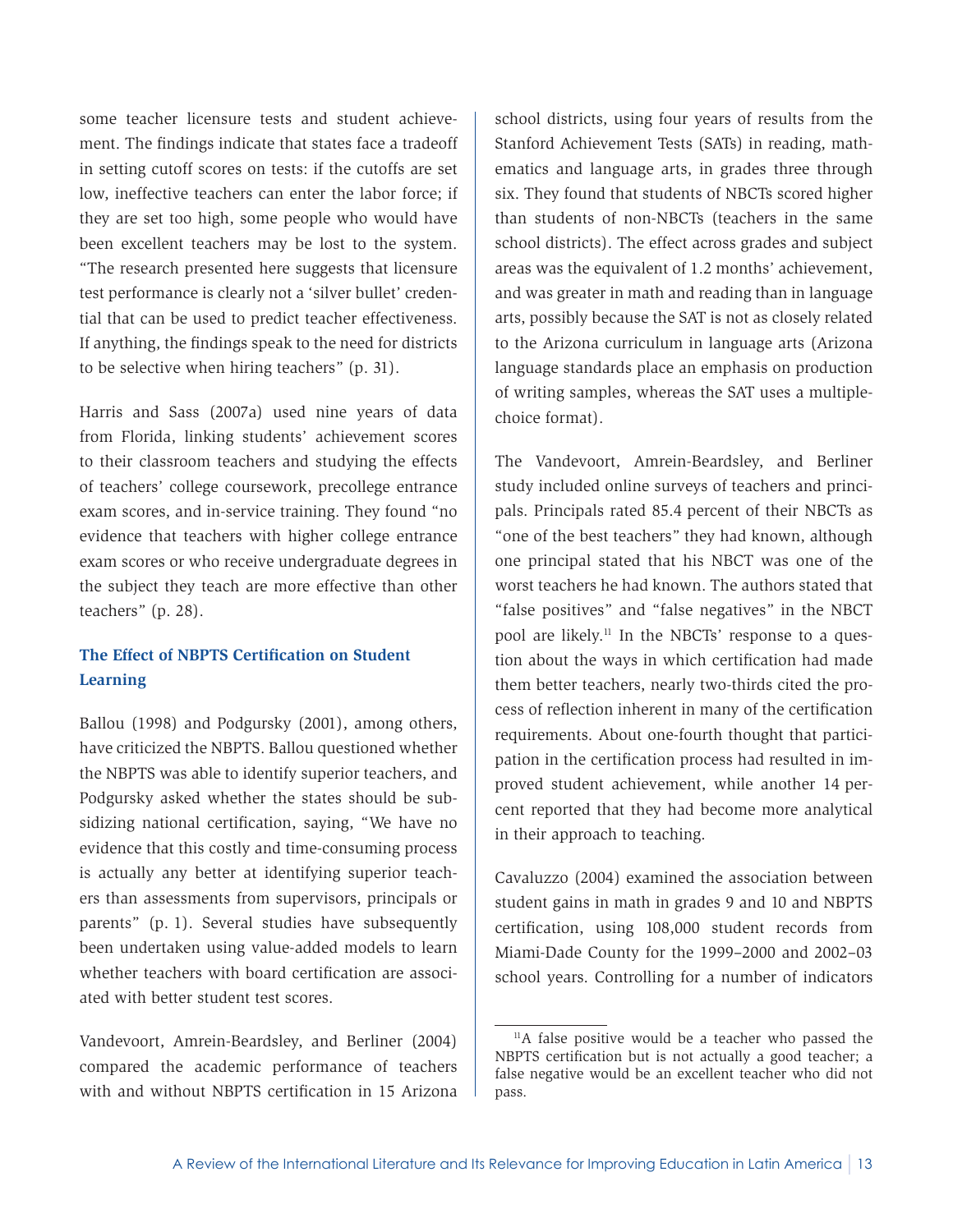some teacher licensure tests and student achievement. The findings indicate that states face a tradeoff in setting cutoff scores on tests: if the cutoffs are set low, ineffective teachers can enter the labor force; if they are set too high, some people who would have been excellent teachers may be lost to the system. "The research presented here suggests that licensure test performance is clearly not a 'silver bullet' credential that can be used to predict teacher effectiveness. If anything, the findings speak to the need for districts to be selective when hiring teachers" (p. 31).

Harris and Sass (2007a) used nine years of data from Florida, linking students' achievement scores to their classroom teachers and studying the effects of teachers' college coursework, precollege entrance exam scores, and in-service training. They found "no evidence that teachers with higher college entrance exam scores or who receive undergraduate degrees in the subject they teach are more effective than other teachers" (p. 28).

### The Effect of NBPTS Certification on Student Learning

Ballou (1998) and Podgursky (2001), among others, have criticized the NBPTS. Ballou questioned whether the NBPTS was able to identify superior teachers, and Podgursky asked whether the states should be subsidizing national certification, saying, "We have no evidence that this costly and time-consuming process is actually any better at identifying superior teachers than assessments from supervisors, principals or parents" (p. 1). Several studies have subsequently been undertaken using value-added models to learn whether teachers with board certification are associated with better student test scores.

Vandevoort, Amrein-Beardsley, and Berliner (2004) compared the academic performance of teachers with and without NBPTS certification in 15 Arizona school districts, using four years of results from the Stanford Achievement Tests (SATs) in reading, mathematics and language arts, in grades three through six. They found that students of NBCTs scored higher than students of non-NBCTs (teachers in the same school districts). The effect across grades and subject areas was the equivalent of 1.2 months' achievement, and was greater in math and reading than in language arts, possibly because the SAT is not as closely related to the Arizona curriculum in language arts (Arizona language standards place an emphasis on production of writing samples, whereas the SAT uses a multiple-choice format).

The Vandevoort, Amrein-Beardsley, and Berliner study included online surveys of teachers and principals. Principals rated 85.4 percent of their NBCTs as "one of the best teachers" they had known, although one principal stated that his NBCT was one of the worst teachers he had known. The authors stated that "false positives" and "false negatives" in the NBCT pool are likely.[11] In the NBCTs' response to a question about the ways in which certification had made them better teachers, nearly two-thirds cited the process of reflection inherent in many of the certification requirements. About one-fourth thought that participation in the certification process had resulted in improved student achievement, while another 14 percent reported that they had become more analytical in their approach to teaching.

Cavaluzzo (2004) examined the association between student gains in math in grades 9 and 10 and NBPTS certification, using 108,000 student records from Miami-Dade County for the 1999–2000 and 2002–03 school years. Controlling for a number of indicators

[11] A false positive would be a teacher who passed the NBPTS certification but is not actually a good teacher; a false negative would be an excellent teacher who did not pass.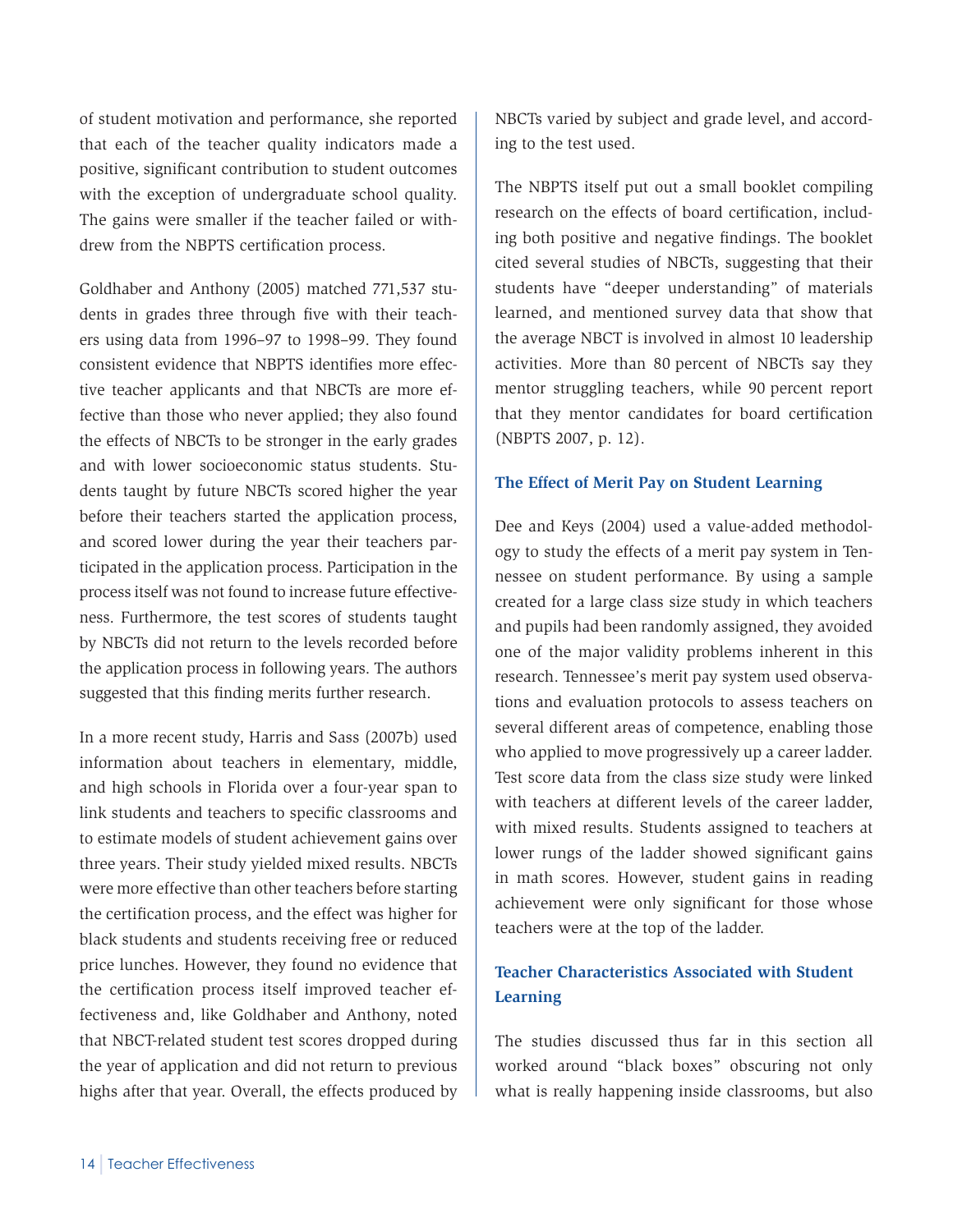of student motivation and performance, she reported that each of the teacher quality indicators made a positive, significant contribution to student outcomes with the exception of undergraduate school quality. The gains were smaller if the teacher failed or withdrew from the NBPTS certification process.

Goldhaber and Anthony (2005) matched 771,537 students in grades three through five with their teachers using data from 1996–97 to 1998–99. They found consistent evidence that NBPTS identifies more effective teacher applicants and that NBCTs are more effective than those who never applied; they also found the effects of NBCTs to be stronger in the early grades and with lower socioeconomic status students. Students taught by future NBCTs scored higher the year before their teachers started the application process, and scored lower during the year their teachers participated in the application process. Participation in the process itself was not found to increase future effectiveness. Furthermore, the test scores of students taught by NBCTs did not return to the levels recorded before the application process in following years. The authors suggested that this finding merits further research.

In a more recent study, Harris and Sass (2007b) used information about teachers in elementary, middle, and high schools in Florida over a four-year span to link students and teachers to specific classrooms and to estimate models of student achievement gains over three years. Their study yielded mixed results. NBCTs were more effective than other teachers before starting the certification process, and the effect was higher for black students and students receiving free or reduced price lunches. However, they found no evidence that the certification process itself improved teacher effectiveness and, like Goldhaber and Anthony, noted that NBCT-related student test scores dropped during the year of application and did not return to previous highs after that year. Overall, the effects produced by NBCTs varied by subject and grade level, and according to the test used.

The NBPTS itself put out a small booklet compiling research on the effects of board certification, including both positive and negative findings. The booklet cited several studies of NBCTs, suggesting that their students have "deeper understanding" of materials learned, and mentioned survey data that show that the average NBCT is involved in almost 10 leadership activities. More than 80 percent of NBCTs say they mentor struggling teachers, while 90 percent report that they mentor candidates for board certification (NBPTS 2007, p. 12).

### The Effect of Merit Pay on Student Learning

Dee and Keys (2004) used a value-added methodology to study the effects of a merit pay system in Tennessee on student performance. By using a sample created for a large class size study in which teachers and pupils had been randomly assigned, they avoided one of the major validity problems inherent in this research. Tennessee's merit pay system used observations and evaluation protocols to assess teachers on several different areas of competence, enabling those who applied to move progressively up a career ladder. Test score data from the class size study were linked with teachers at different levels of the career ladder, with mixed results. Students assigned to teachers at lower rungs of the ladder showed significant gains in math scores. However, student gains in reading achievement were only significant for those whose teachers were at the top of the ladder.

### Teacher Characteristics Associated with Student Learning

The studies discussed thus far in this section all worked around "black boxes" obscuring not only what is really happening inside classrooms, but also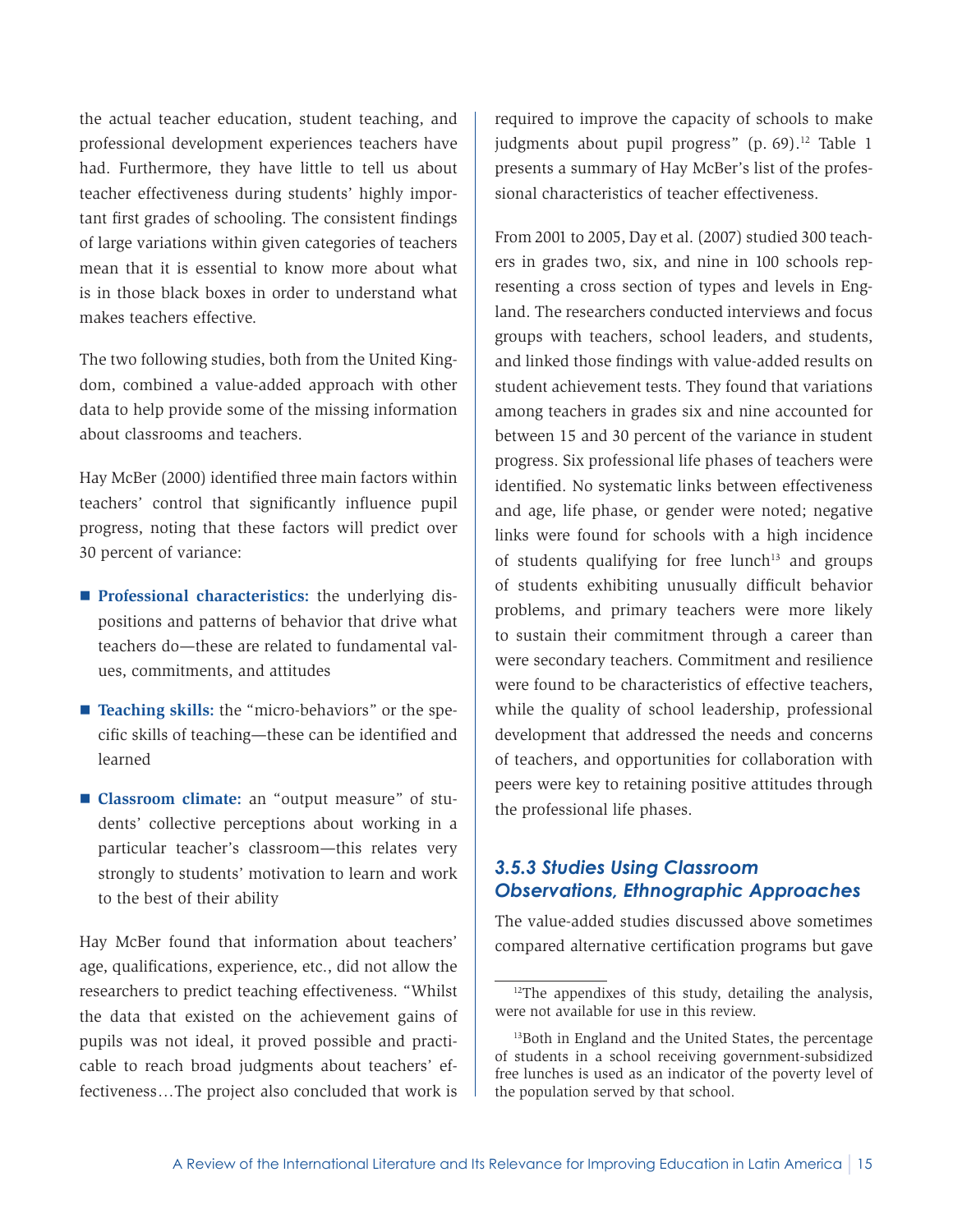the actual teacher education, student teaching, and professional development experiences teachers have had. Furthermore, they have little to tell us about teacher effectiveness during students' highly important first grades of schooling. The consistent findings of large variations within given categories of teachers mean that it is essential to know more about what is in those black boxes in order to understand what makes teachers effective.

The two following studies, both from the United Kingdom, combined a value-added approach with other data to help provide some of the missing information about classrooms and teachers.

Hay McBer (2000) identified three main factors within teachers' control that significantly influence pupil progress, noting that these factors will predict over 30 percent of variance:

- **Professional characteristics:** the underlying dispositions and patterns of behavior that drive what teachers do—these are related to fundamental values, commitments, and attitudes
- **Teaching skills:** the "micro-behaviors" or the specific skills of teaching—these can be identified and learned
- **Classroom climate:** an "output measure" of students' collective perceptions about working in a particular teacher's classroom—this relates very strongly to students' motivation to learn and work to the best of their ability

Hay McBer found that information about teachers' age, qualifications, experience, etc., did not allow the researchers to predict teaching effectiveness. "Whilst the data that existed on the achievement gains of pupils was not ideal, it proved possible and practicable to reach broad judgments about teachers' effectiveness…The project also concluded that work is required to improve the capacity of schools to make judgments about pupil progress" (p. 69).[12] Table 1 presents a summary of Hay McBer's list of the professional characteristics of teacher effectiveness.

From 2001 to 2005, Day et al. (2007) studied 300 teachers in grades two, six, and nine in 100 schools representing a cross section of types and levels in England. The researchers conducted interviews and focus groups with teachers, school leaders, and students, and linked those findings with value-added results on student achievement tests. They found that variations among teachers in grades six and nine accounted for between 15 and 30 percent of the variance in student progress. Six professional life phases of teachers were identified. No systematic links between effectiveness and age, life phase, or gender were noted; negative links were found for schools with a high incidence of students qualifying for free lunch[13] and groups of students exhibiting unusually difficult behavior problems, and primary teachers were more likely to sustain their commitment through a career than were secondary teachers. Commitment and resilience were found to be characteristics of effective teachers, while the quality of school leadership, professional development that addressed the needs and concerns of teachers, and opportunities for collaboration with peers were key to retaining positive attitudes through the professional life phases.

### *3.5.3 Studies Using Classroom Observations, Ethnographic Approaches*

The value-added studies discussed above sometimes compared alternative certification programs but gave

[12]The appendixes of this study, detailing the analysis, were not available for use in this review.

[13]Both in England and the United States, the percentage of students in a school receiving government-subsidized free lunches is used as an indicator of the poverty level of the population served by that school.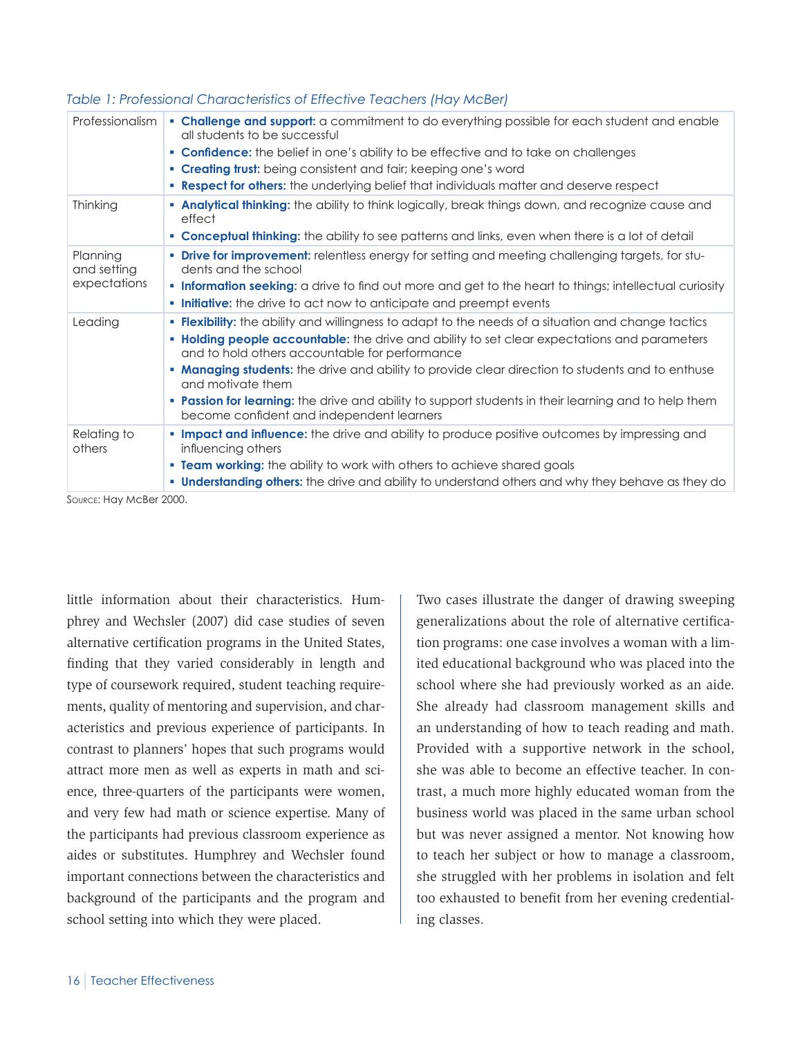*Table 1: Professional Characteristics of Effective Teachers (Hay McBer)*

| | |
|---|---|
| Professionalism | ▪ **Challenge and support:** a commitment to do everything possible for each student and enable all students to be successful<br>▪ **Confidence:** the belief in one's ability to be effective and to take on challenges<br>▪ **Creating trust:** being consistent and fair; keeping one's word<br>▪ **Respect for others:** the underlying belief that individuals matter and deserve respect |
| Thinking | ▪ **Analytical thinking:** the ability to think logically, break things down, and recognize cause and effect<br>▪ **Conceptual thinking:** the ability to see patterns and links, even when there is a lot of detail |
| Planning and setting expectations | ▪ **Drive for improvement:** relentless energy for setting and meeting challenging targets, for students and the school<br>▪ **Information seeking:** a drive to find out more and get to the heart to things; intellectual curiosity<br>▪ **Initiative:** the drive to act now to anticipate and preempt events |
| Leading | ▪ **Flexibility:** the ability and willingness to adapt to the needs of a situation and change tactics<br>▪ **Holding people accountable:** the drive and ability to set clear expectations and parameters and to hold others accountable for performance<br>▪ **Managing students:** the drive and ability to provide clear direction to students and to enthuse and motivate them<br>▪ **Passion for learning:** the drive and ability to support students in their learning and to help them become confident and independent learners |
| Relating to others | ▪ **Impact and influence:** the drive and ability to produce positive outcomes by impressing and influencing others<br>▪ **Team working:** the ability to work with others to achieve shared goals<br>▪ **Understanding others:** the drive and ability to understand others and why they behave as they do |

Source: Hay McBer 2000.

little information about their characteristics. Humphrey and Wechsler (2007) did case studies of seven alternative certification programs in the United States, finding that they varied considerably in length and type of coursework required, student teaching requirements, quality of mentoring and supervision, and characteristics and previous experience of participants. In contrast to planners' hopes that such programs would attract more men as well as experts in math and science, three-quarters of the participants were women, and very few had math or science expertise. Many of the participants had previous classroom experience as aides or substitutes. Humphrey and Wechsler found important connections between the characteristics and background of the participants and the program and school setting into which they were placed.

Two cases illustrate the danger of drawing sweeping generalizations about the role of alternative certification programs: one case involves a woman with a limited educational background who was placed into the school where she had previously worked as an aide. She already had classroom management skills and an understanding of how to teach reading and math. Provided with a supportive network in the school, she was able to become an effective teacher. In contrast, a much more highly educated woman from the business world was placed in the same urban school but was never assigned a mentor. Not knowing how to teach her subject or how to manage a classroom, she struggled with her problems in isolation and felt too exhausted to benefit from her evening credentialing classes.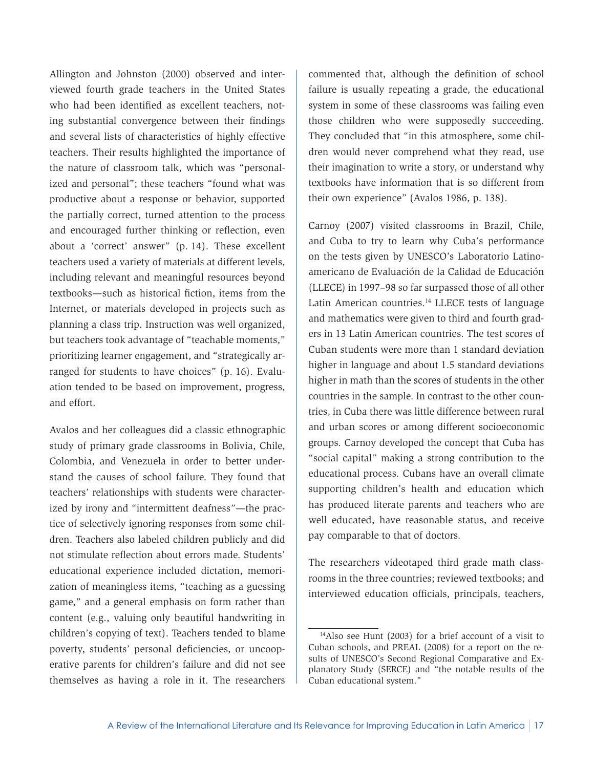Allington and Johnston (2000) observed and interviewed fourth grade teachers in the United States who had been identified as excellent teachers, noting substantial convergence between their findings and several lists of characteristics of highly effective teachers. Their results highlighted the importance of the nature of classroom talk, which was "personalized and personal"; these teachers "found what was productive about a response or behavior, supported the partially correct, turned attention to the process and encouraged further thinking or reflection, even about a 'correct' answer" (p. 14). These excellent teachers used a variety of materials at different levels, including relevant and meaningful resources beyond textbooks—such as historical fiction, items from the Internet, or materials developed in projects such as planning a class trip. Instruction was well organized, but teachers took advantage of "teachable moments," prioritizing learner engagement, and "strategically arranged for students to have choices" (p. 16). Evaluation tended to be based on improvement, progress, and effort.

Avalos and her colleagues did a classic ethnographic study of primary grade classrooms in Bolivia, Chile, Colombia, and Venezuela in order to better understand the causes of school failure. They found that teachers' relationships with students were characterized by irony and "intermittent deafness"—the practice of selectively ignoring responses from some children. Teachers also labeled children publicly and did not stimulate reflection about errors made. Students' educational experience included dictation, memorization of meaningless items, "teaching as a guessing game," and a general emphasis on form rather than content (e.g., valuing only beautiful handwriting in children's copying of text). Teachers tended to blame poverty, students' personal deficiencies, or uncooperative parents for children's failure and did not see themselves as having a role in it. The researchers commented that, although the definition of school failure is usually repeating a grade, the educational system in some of these classrooms was failing even those children who were supposedly succeeding. They concluded that "in this atmosphere, some children would never comprehend what they read, use their imagination to write a story, or understand why textbooks have information that is so different from their own experience" (Avalos 1986, p. 138).

Carnoy (2007) visited classrooms in Brazil, Chile, and Cuba to try to learn why Cuba's performance on the tests given by UNESCO's Laboratorio Latinoamericano de Evaluación de la Calidad de Educación (LLECE) in 1997–98 so far surpassed those of all other Latin American countries.[14] LLECE tests of language and mathematics were given to third and fourth graders in 13 Latin American countries. The test scores of Cuban students were more than 1 standard deviation higher in language and about 1.5 standard deviations higher in math than the scores of students in the other countries in the sample. In contrast to the other countries, in Cuba there was little difference between rural and urban scores or among different socioeconomic groups. Carnoy developed the concept that Cuba has "social capital" making a strong contribution to the educational process. Cubans have an overall climate supporting children's health and education which has produced literate parents and teachers who are well educated, have reasonable status, and receive pay comparable to that of doctors.

The researchers videotaped third grade math classrooms in the three countries; reviewed textbooks; and interviewed education officials, principals, teachers,

[14] Also see Hunt (2003) for a brief account of a visit to Cuban schools, and PREAL (2008) for a report on the results of UNESCO's Second Regional Comparative and Explanatory Study (SERCE) and "the notable results of the Cuban educational system."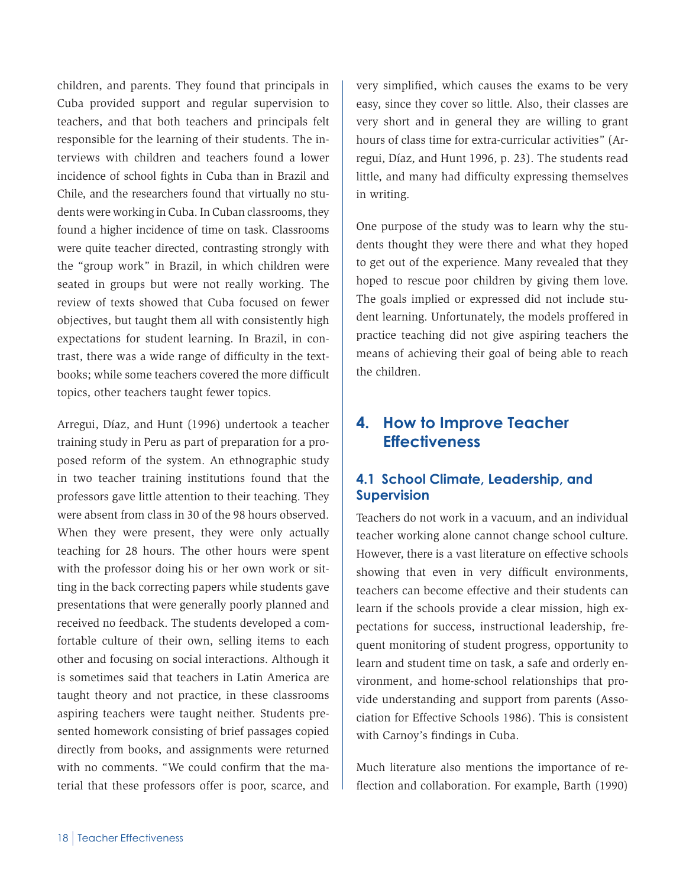children, and parents. They found that principals in Cuba provided support and regular supervision to teachers, and that both teachers and principals felt responsible for the learning of their students. The interviews with children and teachers found a lower incidence of school fights in Cuba than in Brazil and Chile, and the researchers found that virtually no students were working in Cuba. In Cuban classrooms, they found a higher incidence of time on task. Classrooms were quite teacher directed, contrasting strongly with the "group work" in Brazil, in which children were seated in groups but were not really working. The review of texts showed that Cuba focused on fewer objectives, but taught them all with consistently high expectations for student learning. In Brazil, in contrast, there was a wide range of difficulty in the textbooks; while some teachers covered the more difficult topics, other teachers taught fewer topics.

Arregui, Díaz, and Hunt (1996) undertook a teacher training study in Peru as part of preparation for a proposed reform of the system. An ethnographic study in two teacher training institutions found that the professors gave little attention to their teaching. They were absent from class in 30 of the 98 hours observed. When they were present, they were only actually teaching for 28 hours. The other hours were spent with the professor doing his or her own work or sitting in the back correcting papers while students gave presentations that were generally poorly planned and received no feedback. The students developed a comfortable culture of their own, selling items to each other and focusing on social interactions. Although it is sometimes said that teachers in Latin America are taught theory and not practice, in these classrooms aspiring teachers were taught neither. Students presented homework consisting of brief passages copied directly from books, and assignments were returned with no comments. "We could confirm that the material that these professors offer is poor, scarce, and very simplified, which causes the exams to be very easy, since they cover so little. Also, their classes are very short and in general they are willing to grant hours of class time for extra-curricular activities" (Arregui, Díaz, and Hunt 1996, p. 23). The students read little, and many had difficulty expressing themselves in writing.

One purpose of the study was to learn why the students thought they were there and what they hoped to get out of the experience. Many revealed that they hoped to rescue poor children by giving them love. The goals implied or expressed did not include student learning. Unfortunately, the models proffered in practice teaching did not give aspiring teachers the means of achieving their goal of being able to reach the children.

## 4. How to Improve Teacher Effectiveness

### 4.1 School Climate, Leadership, and Supervision

Teachers do not work in a vacuum, and an individual teacher working alone cannot change school culture. However, there is a vast literature on effective schools showing that even in very difficult environments, teachers can become effective and their students can learn if the schools provide a clear mission, high expectations for success, instructional leadership, frequent monitoring of student progress, opportunity to learn and student time on task, a safe and orderly environment, and home-school relationships that provide understanding and support from parents (Association for Effective Schools 1986). This is consistent with Carnoy's findings in Cuba.

Much literature also mentions the importance of reflection and collaboration. For example, Barth (1990)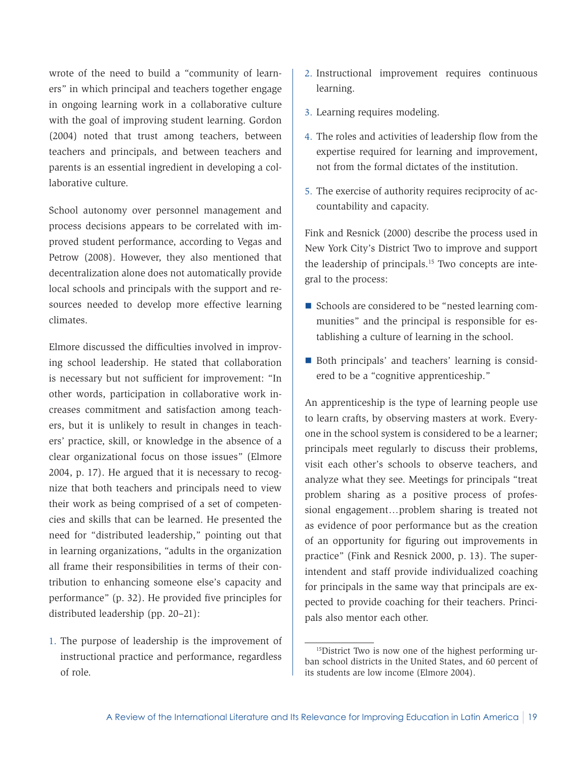wrote of the need to build a "community of learners" in which principal and teachers together engage in ongoing learning work in a collaborative culture with the goal of improving student learning. Gordon (2004) noted that trust among teachers, between teachers and principals, and between teachers and parents is an essential ingredient in developing a collaborative culture.

School autonomy over personnel management and process decisions appears to be correlated with improved student performance, according to Vegas and Petrow (2008). However, they also mentioned that decentralization alone does not automatically provide local schools and principals with the support and resources needed to develop more effective learning climates.

Elmore discussed the difficulties involved in improving school leadership. He stated that collaboration is necessary but not sufficient for improvement: "In other words, participation in collaborative work increases commitment and satisfaction among teachers, but it is unlikely to result in changes in teachers' practice, skill, or knowledge in the absence of a clear organizational focus on those issues" (Elmore 2004, p. 17). He argued that it is necessary to recognize that both teachers and principals need to view their work as being comprised of a set of competencies and skills that can be learned. He presented the need for "distributed leadership," pointing out that in learning organizations, "adults in the organization all frame their responsibilities in terms of their contribution to enhancing someone else's capacity and performance" (p. 32). He provided five principles for distributed leadership (pp. 20–21):

1. The purpose of leadership is the improvement of instructional practice and performance, regardless of role.
2. Instructional improvement requires continuous learning.
3. Learning requires modeling.
4. The roles and activities of leadership flow from the expertise required for learning and improvement, not from the formal dictates of the institution.
5. The exercise of authority requires reciprocity of accountability and capacity.

Fink and Resnick (2000) describe the process used in New York City's District Two to improve and support the leadership of principals.[15] Two concepts are integral to the process:

- Schools are considered to be "nested learning communities" and the principal is responsible for establishing a culture of learning in the school.
- Both principals' and teachers' learning is considered to be a "cognitive apprenticeship."

An apprenticeship is the type of learning people use to learn crafts, by observing masters at work. Everyone in the school system is considered to be a learner; principals meet regularly to discuss their problems, visit each other's schools to observe teachers, and analyze what they see. Meetings for principals "treat problem sharing as a positive process of professional engagement…problem sharing is treated not as evidence of poor performance but as the creation of an opportunity for figuring out improvements in practice" (Fink and Resnick 2000, p. 13). The superintendent and staff provide individualized coaching for principals in the same way that principals are expected to provide coaching for their teachers. Principals also mentor each other.

[15] District Two is now one of the highest performing urban school districts in the United States, and 60 percent of its students are low income (Elmore 2004).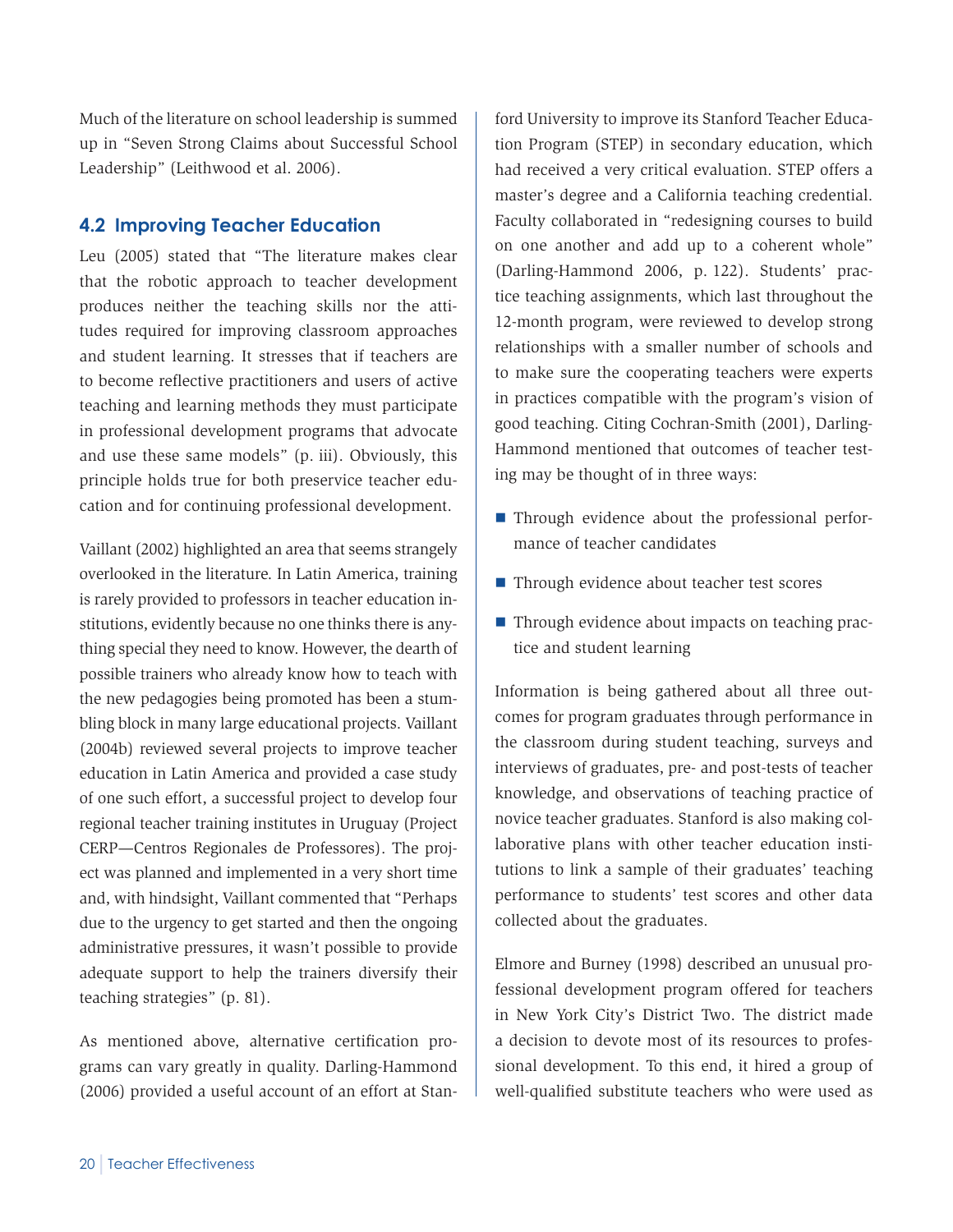Much of the literature on school leadership is summed up in "Seven Strong Claims about Successful School Leadership" (Leithwood et al. 2006).

## 4.2 Improving Teacher Education

Leu (2005) stated that "The literature makes clear that the robotic approach to teacher development produces neither the teaching skills nor the attitudes required for improving classroom approaches and student learning. It stresses that if teachers are to become reflective practitioners and users of active teaching and learning methods they must participate in professional development programs that advocate and use these same models" (p. iii). Obviously, this principle holds true for both preservice teacher education and for continuing professional development.

Vaillant (2002) highlighted an area that seems strangely overlooked in the literature. In Latin America, training is rarely provided to professors in teacher education institutions, evidently because no one thinks there is anything special they need to know. However, the dearth of possible trainers who already know how to teach with the new pedagogies being promoted has been a stumbling block in many large educational projects. Vaillant (2004b) reviewed several projects to improve teacher education in Latin America and provided a case study of one such effort, a successful project to develop four regional teacher training institutes in Uruguay (Project CERP—Centros Regionales de Professores). The project was planned and implemented in a very short time and, with hindsight, Vaillant commented that "Perhaps due to the urgency to get started and then the ongoing administrative pressures, it wasn't possible to provide adequate support to help the trainers diversify their teaching strategies" (p. 81).

As mentioned above, alternative certification programs can vary greatly in quality. Darling-Hammond (2006) provided a useful account of an effort at Stanford University to improve its Stanford Teacher Education Program (STEP) in secondary education, which had received a very critical evaluation. STEP offers a master's degree and a California teaching credential. Faculty collaborated in "redesigning courses to build on one another and add up to a coherent whole" (Darling-Hammond 2006, p. 122). Students' practice teaching assignments, which last throughout the 12-month program, were reviewed to develop strong relationships with a smaller number of schools and to make sure the cooperating teachers were experts in practices compatible with the program's vision of good teaching. Citing Cochran-Smith (2001), Darling-Hammond mentioned that outcomes of teacher testing may be thought of in three ways:

- Through evidence about the professional performance of teacher candidates
- Through evidence about teacher test scores
- Through evidence about impacts on teaching practice and student learning

Information is being gathered about all three outcomes for program graduates through performance in the classroom during student teaching, surveys and interviews of graduates, pre- and post-tests of teacher knowledge, and observations of teaching practice of novice teacher graduates. Stanford is also making collaborative plans with other teacher education institutions to link a sample of their graduates' teaching performance to students' test scores and other data collected about the graduates.

Elmore and Burney (1998) described an unusual professional development program offered for teachers in New York City's District Two. The district made a decision to devote most of its resources to professional development. To this end, it hired a group of well-qualified substitute teachers who were used as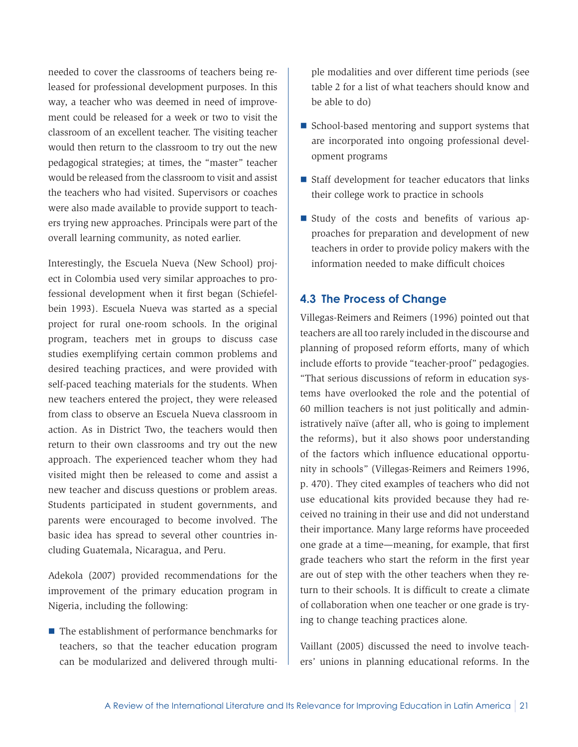needed to cover the classrooms of teachers being released for professional development purposes. In this way, a teacher who was deemed in need of improvement could be released for a week or two to visit the classroom of an excellent teacher. The visiting teacher would then return to the classroom to try out the new pedagogical strategies; at times, the "master" teacher would be released from the classroom to visit and assist the teachers who had visited. Supervisors or coaches were also made available to provide support to teachers trying new approaches. Principals were part of the overall learning community, as noted earlier.

Interestingly, the Escuela Nueva (New School) project in Colombia used very similar approaches to professional development when it first began (Schiefelbein 1993). Escuela Nueva was started as a special project for rural one-room schools. In the original program, teachers met in groups to discuss case studies exemplifying certain common problems and desired teaching practices, and were provided with self-paced teaching materials for the students. When new teachers entered the project, they were released from class to observe an Escuela Nueva classroom in action. As in District Two, the teachers would then return to their own classrooms and try out the new approach. The experienced teacher whom they had visited might then be released to come and assist a new teacher and discuss questions or problem areas. Students participated in student governments, and parents were encouraged to become involved. The basic idea has spread to several other countries including Guatemala, Nicaragua, and Peru.

Adekola (2007) provided recommendations for the improvement of the primary education program in Nigeria, including the following:

- The establishment of performance benchmarks for teachers, so that the teacher education program can be modularized and delivered through multiple modalities and over different time periods (see table 2 for a list of what teachers should know and be able to do)
- School-based mentoring and support systems that are incorporated into ongoing professional development programs
- Staff development for teacher educators that links their college work to practice in schools
- Study of the costs and benefits of various approaches for preparation and development of new teachers in order to provide policy makers with the information needed to make difficult choices

### 4.3 The Process of Change

Villegas-Reimers and Reimers (1996) pointed out that teachers are all too rarely included in the discourse and planning of proposed reform efforts, many of which include efforts to provide "teacher-proof" pedagogies. "That serious discussions of reform in education systems have overlooked the role and the potential of 60 million teachers is not just politically and administratively naïve (after all, who is going to implement the reforms), but it also shows poor understanding of the factors which influence educational opportunity in schools" (Villegas-Reimers and Reimers 1996, p. 470). They cited examples of teachers who did not use educational kits provided because they had received no training in their use and did not understand their importance. Many large reforms have proceeded one grade at a time—meaning, for example, that first grade teachers who start the reform in the first year are out of step with the other teachers when they return to their schools. It is difficult to create a climate of collaboration when one teacher or one grade is trying to change teaching practices alone.

Vaillant (2005) discussed the need to involve teachers' unions in planning educational reforms. In the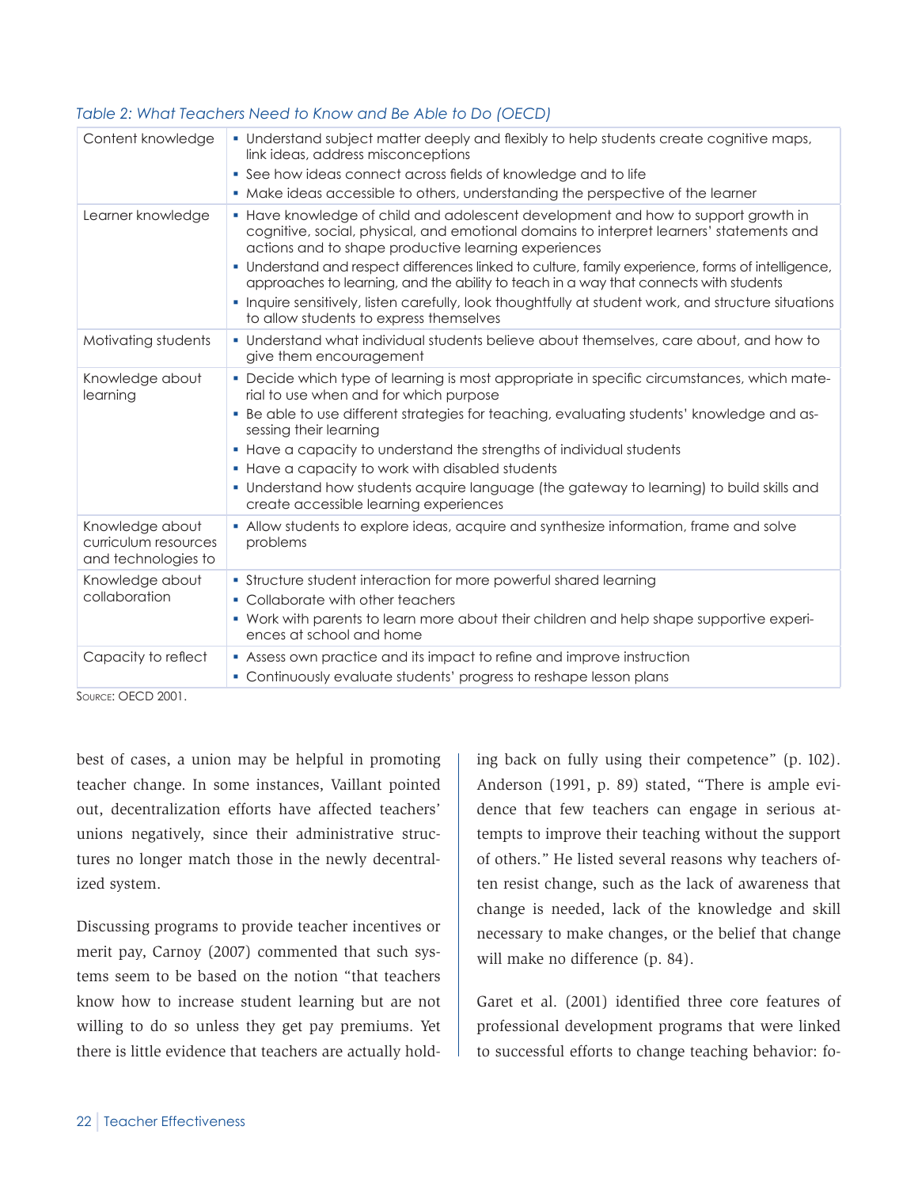*Table 2: What Teachers Need to Know and Be Able to Do (OECD)*

| | |
|---|---|
| Content knowledge | ▪ Understand subject matter deeply and flexibly to help students create cognitive maps, link ideas, address misconceptions<br>▪ See how ideas connect across fields of knowledge and to life<br>▪ Make ideas accessible to others, understanding the perspective of the learner |
| Learner knowledge | ▪ Have knowledge of child and adolescent development and how to support growth in cognitive, social, physical, and emotional domains to interpret learners' statements and actions and to shape productive learning experiences<br>▪ Understand and respect differences linked to culture, family experience, forms of intelligence, approaches to learning, and the ability to teach in a way that connects with students<br>▪ Inquire sensitively, listen carefully, look thoughtfully at student work, and structure situations to allow students to express themselves |
| Motivating students | ▪ Understand what individual students believe about themselves, care about, and how to give them encouragement |
| Knowledge about learning | ▪ Decide which type of learning is most appropriate in specific circumstances, which material to use when and for which purpose<br>▪ Be able to use different strategies for teaching, evaluating students' knowledge and assessing their learning<br>▪ Have a capacity to understand the strengths of individual students<br>▪ Have a capacity to work with disabled students<br>▪ Understand how students acquire language (the gateway to learning) to build skills and create accessible learning experiences |
| Knowledge about curriculum resources and technologies to | ▪ Allow students to explore ideas, acquire and synthesize information, frame and solve problems |
| Knowledge about collaboration | ▪ Structure student interaction for more powerful shared learning<br>▪ Collaborate with other teachers<br>▪ Work with parents to learn more about their children and help shape supportive experiences at school and home |
| Capacity to reflect | ▪ Assess own practice and its impact to refine and improve instruction<br>▪ Continuously evaluate students' progress to reshape lesson plans |

Source: OECD 2001.

best of cases, a union may be helpful in promoting teacher change. In some instances, Vaillant pointed out, decentralization efforts have affected teachers' unions negatively, since their administrative structures no longer match those in the newly decentralized system.

Discussing programs to provide teacher incentives or merit pay, Carnoy (2007) commented that such systems seem to be based on the notion "that teachers know how to increase student learning but are not willing to do so unless they get pay premiums. Yet there is little evidence that teachers are actually holding back on fully using their competence" (p. 102). Anderson (1991, p. 89) stated, "There is ample evidence that few teachers can engage in serious attempts to improve their teaching without the support of others." He listed several reasons why teachers often resist change, such as the lack of awareness that change is needed, lack of the knowledge and skill necessary to make changes, or the belief that change will make no difference (p. 84).

Garet et al. (2001) identified three core features of professional development programs that were linked to successful efforts to change teaching behavior: fo-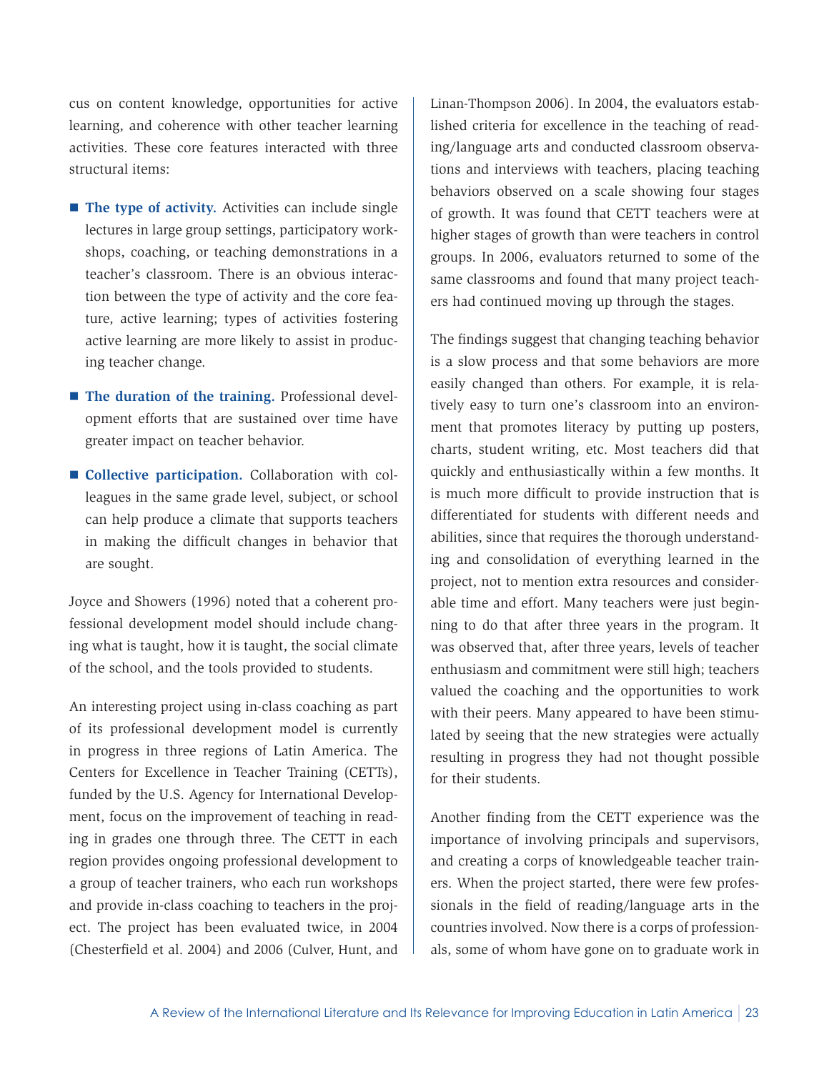cus on content knowledge, opportunities for active learning, and coherence with other teacher learning activities. These core features interacted with three structural items:

- **The type of activity.** Activities can include single lectures in large group settings, participatory workshops, coaching, or teaching demonstrations in a teacher's classroom. There is an obvious interaction between the type of activity and the core feature, active learning; types of activities fostering active learning are more likely to assist in producing teacher change.
- **The duration of the training.** Professional development efforts that are sustained over time have greater impact on teacher behavior.
- **Collective participation.** Collaboration with colleagues in the same grade level, subject, or school can help produce a climate that supports teachers in making the difficult changes in behavior that are sought.

Joyce and Showers (1996) noted that a coherent professional development model should include changing what is taught, how it is taught, the social climate of the school, and the tools provided to students.

An interesting project using in-class coaching as part of its professional development model is currently in progress in three regions of Latin America. The Centers for Excellence in Teacher Training (CETTs), funded by the U.S. Agency for International Development, focus on the improvement of teaching in reading in grades one through three. The CETT in each region provides ongoing professional development to a group of teacher trainers, who each run workshops and provide in-class coaching to teachers in the project. The project has been evaluated twice, in 2004 (Chesterfield et al. 2004) and 2006 (Culver, Hunt, and Linan-Thompson 2006). In 2004, the evaluators established criteria for excellence in the teaching of reading/language arts and conducted classroom observations and interviews with teachers, placing teaching behaviors observed on a scale showing four stages of growth. It was found that CETT teachers were at higher stages of growth than were teachers in control groups. In 2006, evaluators returned to some of the same classrooms and found that many project teachers had continued moving up through the stages.

The findings suggest that changing teaching behavior is a slow process and that some behaviors are more easily changed than others. For example, it is relatively easy to turn one's classroom into an environment that promotes literacy by putting up posters, charts, student writing, etc. Most teachers did that quickly and enthusiastically within a few months. It is much more difficult to provide instruction that is differentiated for students with different needs and abilities, since that requires the thorough understanding and consolidation of everything learned in the project, not to mention extra resources and considerable time and effort. Many teachers were just beginning to do that after three years in the program. It was observed that, after three years, levels of teacher enthusiasm and commitment were still high; teachers valued the coaching and the opportunities to work with their peers. Many appeared to have been stimulated by seeing that the new strategies were actually resulting in progress they had not thought possible for their students.

Another finding from the CETT experience was the importance of involving principals and supervisors, and creating a corps of knowledgeable teacher trainers. When the project started, there were few professionals in the field of reading/language arts in the countries involved. Now there is a corps of professionals, some of whom have gone on to graduate work in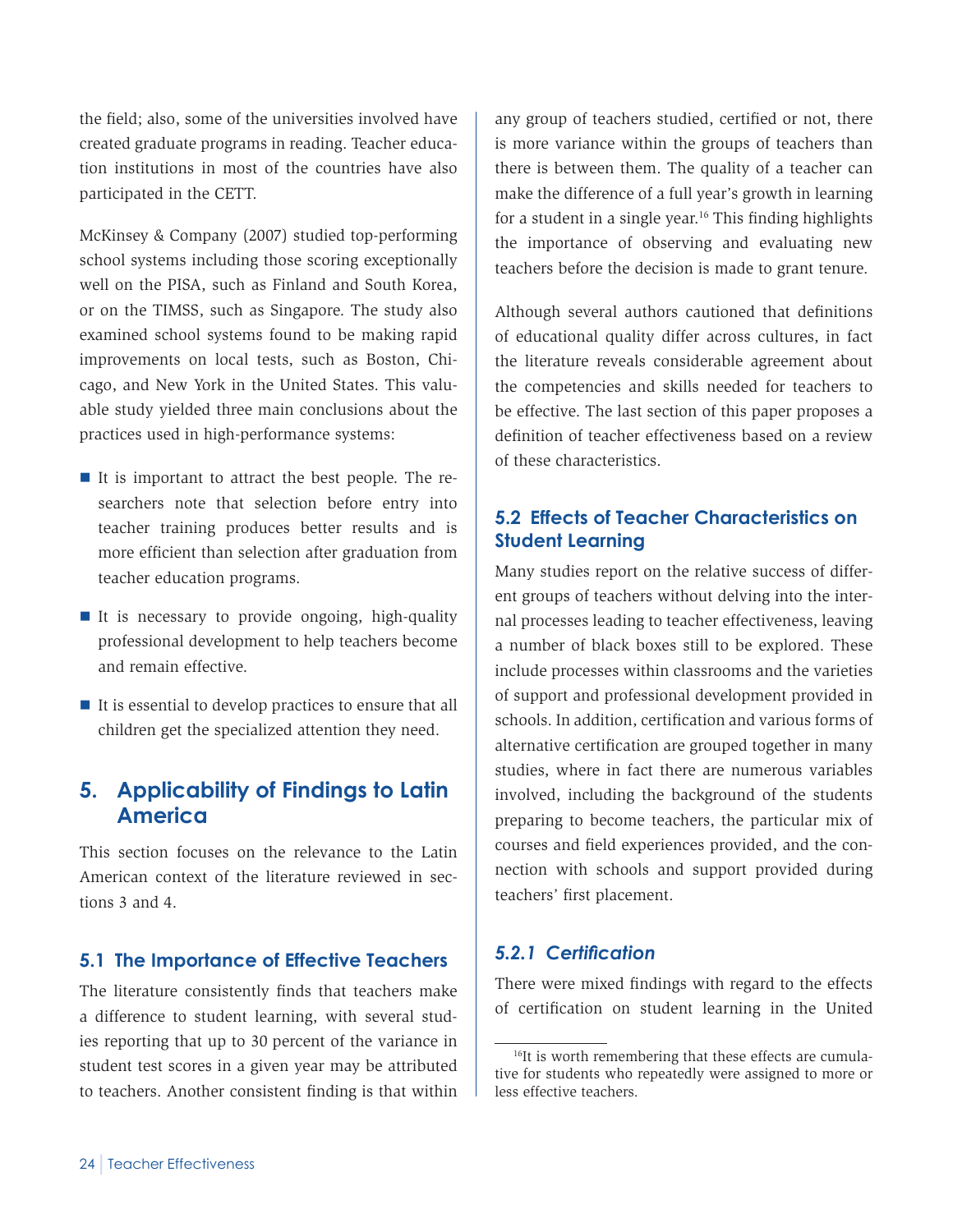the field; also, some of the universities involved have created graduate programs in reading. Teacher education institutions in most of the countries have also participated in the CETT.

McKinsey & Company (2007) studied top-performing school systems including those scoring exceptionally well on the PISA, such as Finland and South Korea, or on the TIMSS, such as Singapore. The study also examined school systems found to be making rapid improvements on local tests, such as Boston, Chicago, and New York in the United States. This valuable study yielded three main conclusions about the practices used in high-performance systems:

- It is important to attract the best people. The researchers note that selection before entry into teacher training produces better results and is more efficient than selection after graduation from teacher education programs.
- It is necessary to provide ongoing, high-quality professional development to help teachers become and remain effective.
- It is essential to develop practices to ensure that all children get the specialized attention they need.

## 5. Applicability of Findings to Latin America

This section focuses on the relevance to the Latin American context of the literature reviewed in sections 3 and 4.

### 5.1 The Importance of Effective Teachers

The literature consistently finds that teachers make a difference to student learning, with several studies reporting that up to 30 percent of the variance in student test scores in a given year may be attributed to teachers. Another consistent finding is that within any group of teachers studied, certified or not, there is more variance within the groups of teachers than there is between them. The quality of a teacher can make the difference of a full year's growth in learning for a student in a single year.[16] This finding highlights the importance of observing and evaluating new teachers before the decision is made to grant tenure.

Although several authors cautioned that definitions of educational quality differ across cultures, in fact the literature reveals considerable agreement about the competencies and skills needed for teachers to be effective. The last section of this paper proposes a definition of teacher effectiveness based on a review of these characteristics.

### 5.2 Effects of Teacher Characteristics on Student Learning

Many studies report on the relative success of different groups of teachers without delving into the internal processes leading to teacher effectiveness, leaving a number of black boxes still to be explored. These include processes within classrooms and the varieties of support and professional development provided in schools. In addition, certification and various forms of alternative certification are grouped together in many studies, where in fact there are numerous variables involved, including the background of the students preparing to become teachers, the particular mix of courses and field experiences provided, and the connection with schools and support provided during teachers' first placement.

#### *5.2.1 Certification*

There were mixed findings with regard to the effects of certification on student learning in the United

[16] It is worth remembering that these effects are cumulative for students who repeatedly were assigned to more or less effective teachers.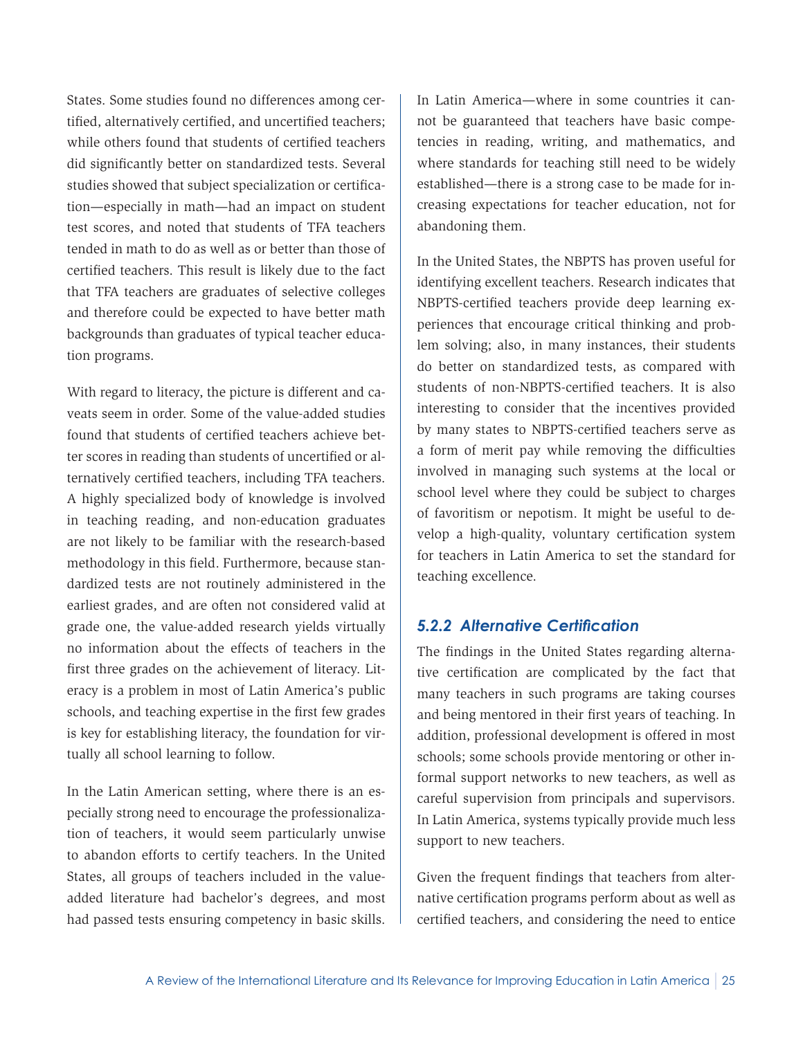States. Some studies found no differences among certified, alternatively certified, and uncertified teachers; while others found that students of certified teachers did significantly better on standardized tests. Several studies showed that subject specialization or certification—especially in math—had an impact on student test scores, and noted that students of TFA teachers tended in math to do as well as or better than those of certified teachers. This result is likely due to the fact that TFA teachers are graduates of selective colleges and therefore could be expected to have better math backgrounds than graduates of typical teacher education programs.

With regard to literacy, the picture is different and caveats seem in order. Some of the value-added studies found that students of certified teachers achieve better scores in reading than students of uncertified or alternatively certified teachers, including TFA teachers. A highly specialized body of knowledge is involved in teaching reading, and non-education graduates are not likely to be familiar with the research-based methodology in this field. Furthermore, because standardized tests are not routinely administered in the earliest grades, and are often not considered valid at grade one, the value-added research yields virtually no information about the effects of teachers in the first three grades on the achievement of literacy. Literacy is a problem in most of Latin America's public schools, and teaching expertise in the first few grades is key for establishing literacy, the foundation for virtually all school learning to follow.

In the Latin American setting, where there is an especially strong need to encourage the professionalization of teachers, it would seem particularly unwise to abandon efforts to certify teachers. In the United States, all groups of teachers included in the value-added literature had bachelor's degrees, and most had passed tests ensuring competency in basic skills. In Latin America—where in some countries it cannot be guaranteed that teachers have basic competencies in reading, writing, and mathematics, and where standards for teaching still need to be widely established—there is a strong case to be made for increasing expectations for teacher education, not for abandoning them.

In the United States, the NBPTS has proven useful for identifying excellent teachers. Research indicates that NBPTS-certified teachers provide deep learning experiences that encourage critical thinking and problem solving; also, in many instances, their students do better on standardized tests, as compared with students of non-NBPTS-certified teachers. It is also interesting to consider that the incentives provided by many states to NBPTS-certified teachers serve as a form of merit pay while removing the difficulties involved in managing such systems at the local or school level where they could be subject to charges of favoritism or nepotism. It might be useful to develop a high-quality, voluntary certification system for teachers in Latin America to set the standard for teaching excellence.

### *5.2.2 Alternative Certification*

The findings in the United States regarding alternative certification are complicated by the fact that many teachers in such programs are taking courses and being mentored in their first years of teaching. In addition, professional development is offered in most schools; some schools provide mentoring or other informal support networks to new teachers, as well as careful supervision from principals and supervisors. In Latin America, systems typically provide much less support to new teachers.

Given the frequent findings that teachers from alternative certification programs perform about as well as certified teachers, and considering the need to entice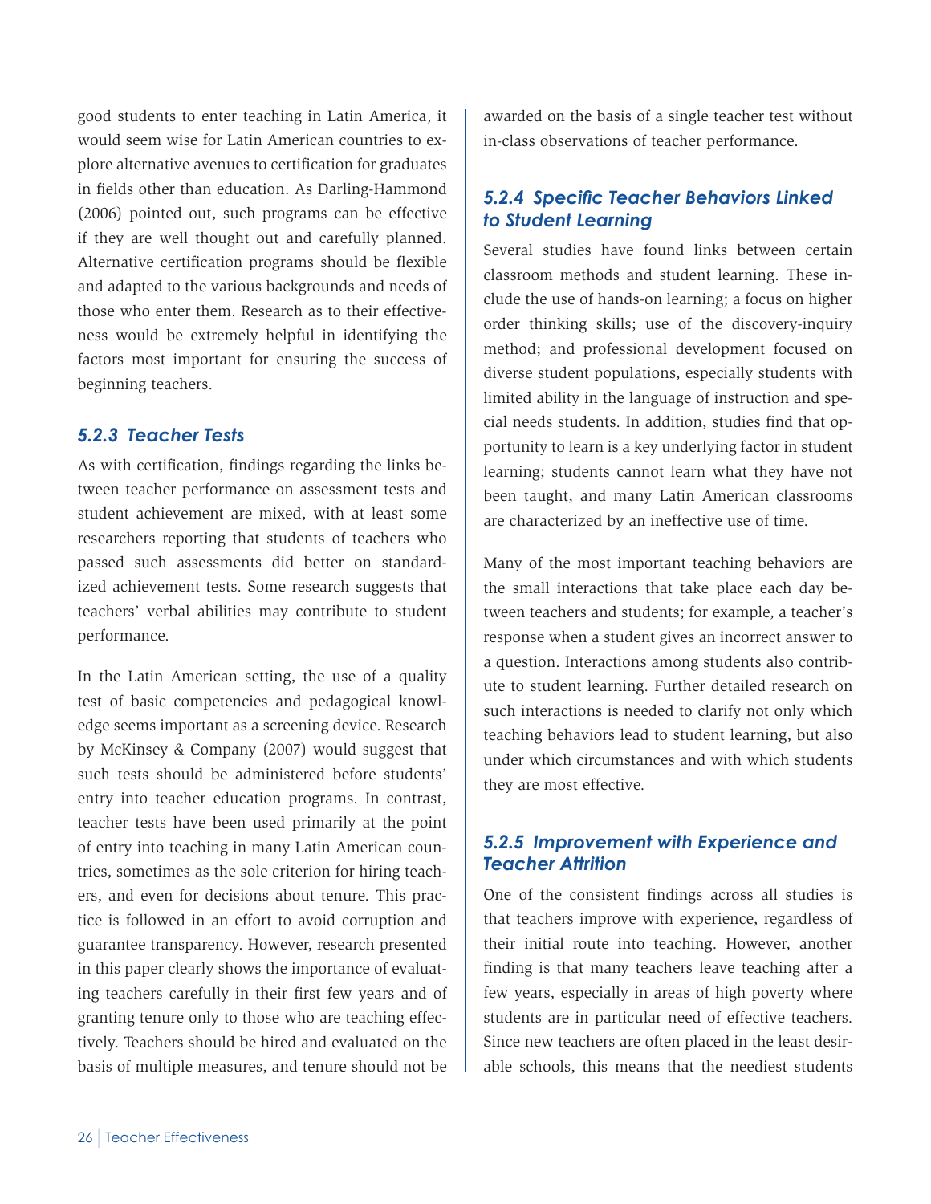good students to enter teaching in Latin America, it would seem wise for Latin American countries to explore alternative avenues to certification for graduates in fields other than education. As Darling-Hammond (2006) pointed out, such programs can be effective if they are well thought out and carefully planned. Alternative certification programs should be flexible and adapted to the various backgrounds and needs of those who enter them. Research as to their effectiveness would be extremely helpful in identifying the factors most important for ensuring the success of beginning teachers.

### *5.2.3 Teacher Tests*

As with certification, findings regarding the links between teacher performance on assessment tests and student achievement are mixed, with at least some researchers reporting that students of teachers who passed such assessments did better on standardized achievement tests. Some research suggests that teachers' verbal abilities may contribute to student performance.

In the Latin American setting, the use of a quality test of basic competencies and pedagogical knowledge seems important as a screening device. Research by McKinsey & Company (2007) would suggest that such tests should be administered before students' entry into teacher education programs. In contrast, teacher tests have been used primarily at the point of entry into teaching in many Latin American countries, sometimes as the sole criterion for hiring teachers, and even for decisions about tenure. This practice is followed in an effort to avoid corruption and guarantee transparency. However, research presented in this paper clearly shows the importance of evaluating teachers carefully in their first few years and of granting tenure only to those who are teaching effectively. Teachers should be hired and evaluated on the basis of multiple measures, and tenure should not be awarded on the basis of a single teacher test without in-class observations of teacher performance.

### *5.2.4 Specific Teacher Behaviors Linked to Student Learning*

Several studies have found links between certain classroom methods and student learning. These include the use of hands-on learning; a focus on higher order thinking skills; use of the discovery-inquiry method; and professional development focused on diverse student populations, especially students with limited ability in the language of instruction and special needs students. In addition, studies find that opportunity to learn is a key underlying factor in student learning; students cannot learn what they have not been taught, and many Latin American classrooms are characterized by an ineffective use of time.

Many of the most important teaching behaviors are the small interactions that take place each day between teachers and students; for example, a teacher's response when a student gives an incorrect answer to a question. Interactions among students also contribute to student learning. Further detailed research on such interactions is needed to clarify not only which teaching behaviors lead to student learning, but also under which circumstances and with which students they are most effective.

### *5.2.5 Improvement with Experience and Teacher Attrition*

One of the consistent findings across all studies is that teachers improve with experience, regardless of their initial route into teaching. However, another finding is that many teachers leave teaching after a few years, especially in areas of high poverty where students are in particular need of effective teachers. Since new teachers are often placed in the least desirable schools, this means that the neediest students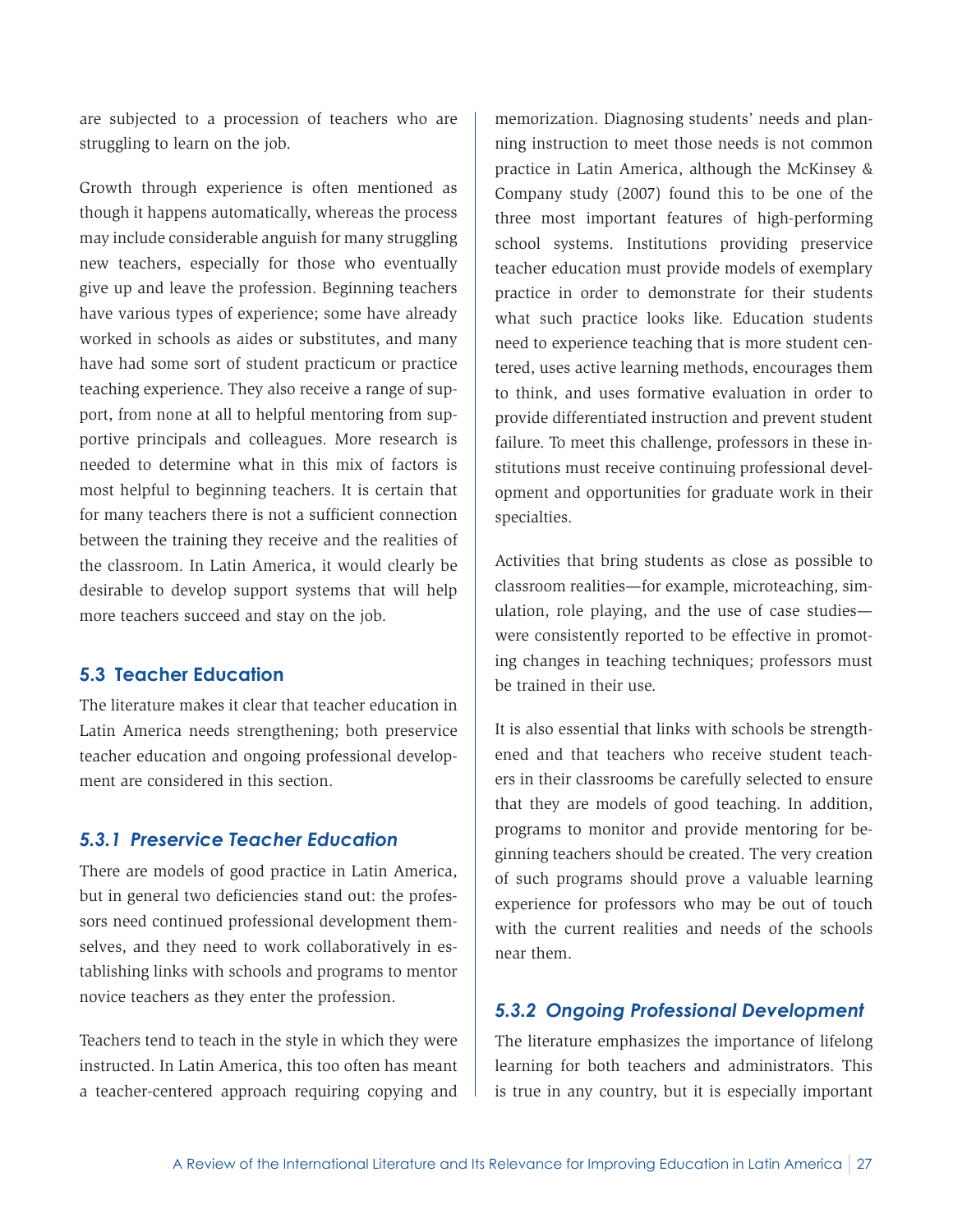are subjected to a procession of teachers who are struggling to learn on the job.

Growth through experience is often mentioned as though it happens automatically, whereas the process may include considerable anguish for many struggling new teachers, especially for those who eventually give up and leave the profession. Beginning teachers have various types of experience; some have already worked in schools as aides or substitutes, and many have had some sort of student practicum or practice teaching experience. They also receive a range of support, from none at all to helpful mentoring from supportive principals and colleagues. More research is needed to determine what in this mix of factors is most helpful to beginning teachers. It is certain that for many teachers there is not a sufficient connection between the training they receive and the realities of the classroom. In Latin America, it would clearly be desirable to develop support systems that will help more teachers succeed and stay on the job.

## 5.3 Teacher Education

The literature makes it clear that teacher education in Latin America needs strengthening; both preservice teacher education and ongoing professional development are considered in this section.

### *5.3.1 Preservice Teacher Education*

There are models of good practice in Latin America, but in general two deficiencies stand out: the professors need continued professional development themselves, and they need to work collaboratively in establishing links with schools and programs to mentor novice teachers as they enter the profession.

Teachers tend to teach in the style in which they were instructed. In Latin America, this too often has meant a teacher-centered approach requiring copying and memorization. Diagnosing students' needs and planning instruction to meet those needs is not common practice in Latin America, although the McKinsey & Company study (2007) found this to be one of the three most important features of high-performing school systems. Institutions providing preservice teacher education must provide models of exemplary practice in order to demonstrate for their students what such practice looks like. Education students need to experience teaching that is more student centered, uses active learning methods, encourages them to think, and uses formative evaluation in order to provide differentiated instruction and prevent student failure. To meet this challenge, professors in these institutions must receive continuing professional development and opportunities for graduate work in their specialties.

Activities that bring students as close as possible to classroom realities—for example, microteaching, simulation, role playing, and the use of case studies—were consistently reported to be effective in promoting changes in teaching techniques; professors must be trained in their use.

It is also essential that links with schools be strengthened and that teachers who receive student teachers in their classrooms be carefully selected to ensure that they are models of good teaching. In addition, programs to monitor and provide mentoring for beginning teachers should be created. The very creation of such programs should prove a valuable learning experience for professors who may be out of touch with the current realities and needs of the schools near them.

### *5.3.2 Ongoing Professional Development*

The literature emphasizes the importance of lifelong learning for both teachers and administrators. This is true in any country, but it is especially important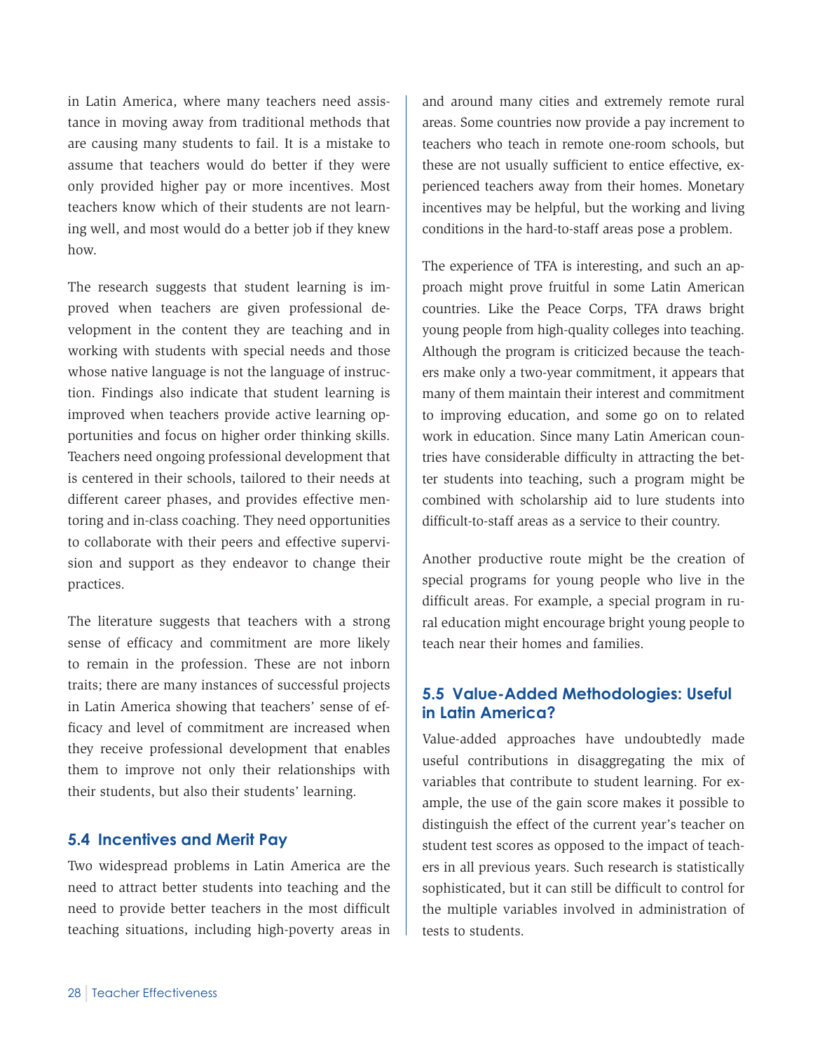in Latin America, where many teachers need assistance in moving away from traditional methods that are causing many students to fail. It is a mistake to assume that teachers would do better if they were only provided higher pay or more incentives. Most teachers know which of their students are not learning well, and most would do a better job if they knew how.

The research suggests that student learning is improved when teachers are given professional development in the content they are teaching and in working with students with special needs and those whose native language is not the language of instruction. Findings also indicate that student learning is improved when teachers provide active learning opportunities and focus on higher order thinking skills. Teachers need ongoing professional development that is centered in their schools, tailored to their needs at different career phases, and provides effective mentoring and in-class coaching. They need opportunities to collaborate with their peers and effective supervision and support as they endeavor to change their practices.

The literature suggests that teachers with a strong sense of efficacy and commitment are more likely to remain in the profession. These are not inborn traits; there are many instances of successful projects in Latin America showing that teachers' sense of efficacy and level of commitment are increased when they receive professional development that enables them to improve not only their relationships with their students, but also their students' learning.

## 5.4 Incentives and Merit Pay

Two widespread problems in Latin America are the need to attract better students into teaching and the need to provide better teachers in the most difficult teaching situations, including high-poverty areas in and around many cities and extremely remote rural areas. Some countries now provide a pay increment to teachers who teach in remote one-room schools, but these are not usually sufficient to entice effective, experienced teachers away from their homes. Monetary incentives may be helpful, but the working and living conditions in the hard-to-staff areas pose a problem.

The experience of TFA is interesting, and such an approach might prove fruitful in some Latin American countries. Like the Peace Corps, TFA draws bright young people from high-quality colleges into teaching. Although the program is criticized because the teachers make only a two-year commitment, it appears that many of them maintain their interest and commitment to improving education, and some go on to related work in education. Since many Latin American countries have considerable difficulty in attracting the better students into teaching, such a program might be combined with scholarship aid to lure students into difficult-to-staff areas as a service to their country.

Another productive route might be the creation of special programs for young people who live in the difficult areas. For example, a special program in rural education might encourage bright young people to teach near their homes and families.

## 5.5 Value-Added Methodologies: Useful in Latin America?

Value-added approaches have undoubtedly made useful contributions in disaggregating the mix of variables that contribute to student learning. For example, the use of the gain score makes it possible to distinguish the effect of the current year's teacher on student test scores as opposed to the impact of teachers in all previous years. Such research is statistically sophisticated, but it can still be difficult to control for the multiple variables involved in administration of tests to students.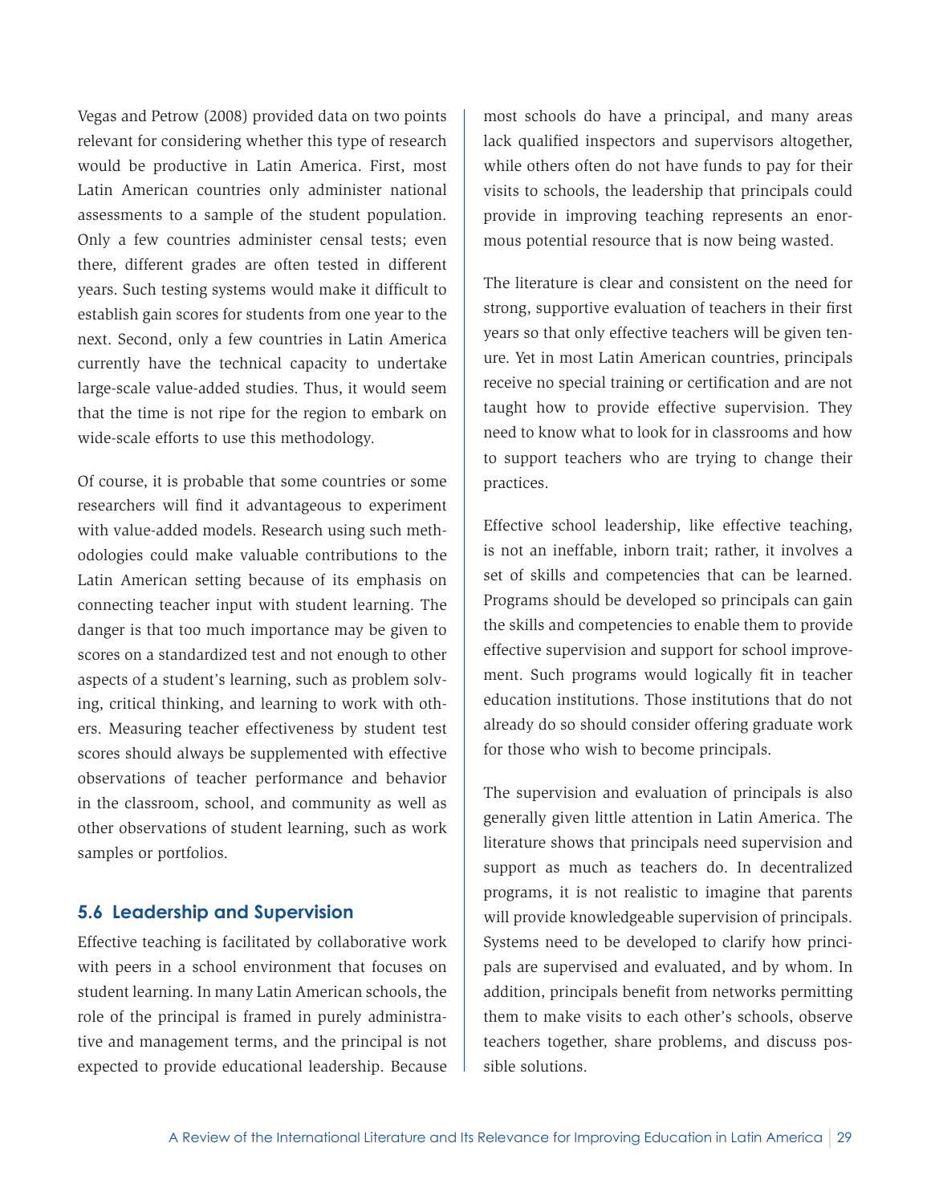Vegas and Petrow (2008) provided data on two points relevant for considering whether this type of research would be productive in Latin America. First, most Latin American countries only administer national assessments to a sample of the student population. Only a few countries administer censal tests; even there, different grades are often tested in different years. Such testing systems would make it difficult to establish gain scores for students from one year to the next. Second, only a few countries in Latin America currently have the technical capacity to undertake large-scale value-added studies. Thus, it would seem that the time is not ripe for the region to embark on wide-scale efforts to use this methodology.

Of course, it is probable that some countries or some researchers will find it advantageous to experiment with value-added models. Research using such methodologies could make valuable contributions to the Latin American setting because of its emphasis on connecting teacher input with student learning. The danger is that too much importance may be given to scores on a standardized test and not enough to other aspects of a student's learning, such as problem solving, critical thinking, and learning to work with others. Measuring teacher effectiveness by student test scores should always be supplemented with effective observations of teacher performance and behavior in the classroom, school, and community as well as other observations of student learning, such as work samples or portfolios.

## 5.6 Leadership and Supervision

Effective teaching is facilitated by collaborative work with peers in a school environment that focuses on student learning. In many Latin American schools, the role of the principal is framed in purely administrative and management terms, and the principal is not expected to provide educational leadership. Because most schools do have a principal, and many areas lack qualified inspectors and supervisors altogether, while others often do not have funds to pay for their visits to schools, the leadership that principals could provide in improving teaching represents an enormous potential resource that is now being wasted.

The literature is clear and consistent on the need for strong, supportive evaluation of teachers in their first years so that only effective teachers will be given tenure. Yet in most Latin American countries, principals receive no special training or certification and are not taught how to provide effective supervision. They need to know what to look for in classrooms and how to support teachers who are trying to change their practices.

Effective school leadership, like effective teaching, is not an ineffable, inborn trait; rather, it involves a set of skills and competencies that can be learned. Programs should be developed so principals can gain the skills and competencies to enable them to provide effective supervision and support for school improvement. Such programs would logically fit in teacher education institutions. Those institutions that do not already do so should consider offering graduate work for those who wish to become principals.

The supervision and evaluation of principals is also generally given little attention in Latin America. The literature shows that principals need supervision and support as much as teachers do. In decentralized programs, it is not realistic to imagine that parents will provide knowledgeable supervision of principals. Systems need to be developed to clarify how principals are supervised and evaluated, and by whom. In addition, principals benefit from networks permitting them to make visits to each other's schools, observe teachers together, share problems, and discuss possible solutions.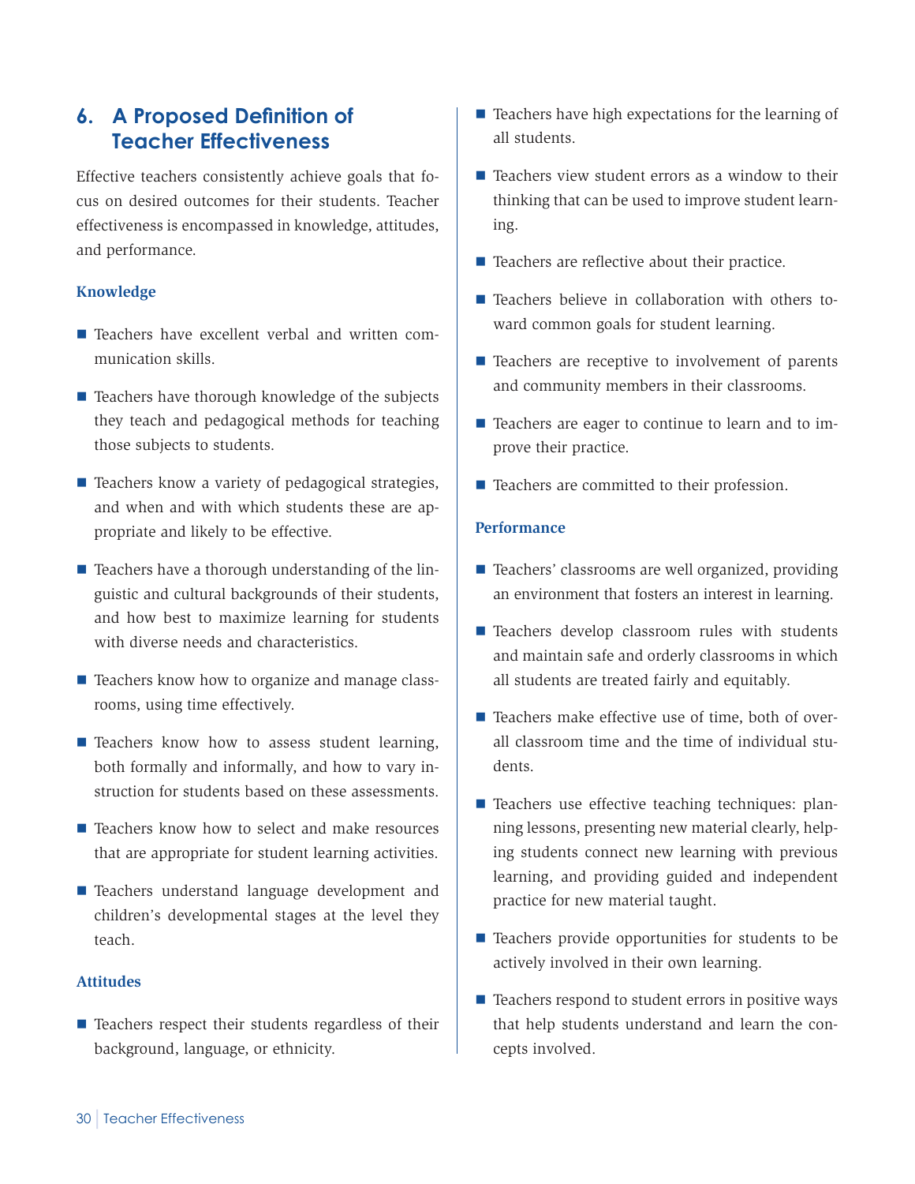## 6. A Proposed Definition of Teacher Effectiveness

Effective teachers consistently achieve goals that focus on desired outcomes for their students. Teacher effectiveness is encompassed in knowledge, attitudes, and performance.

### Knowledge

- Teachers have excellent verbal and written communication skills.
- Teachers have thorough knowledge of the subjects they teach and pedagogical methods for teaching those subjects to students.
- Teachers know a variety of pedagogical strategies, and when and with which students these are appropriate and likely to be effective.
- Teachers have a thorough understanding of the linguistic and cultural backgrounds of their students, and how best to maximize learning for students with diverse needs and characteristics.
- Teachers know how to organize and manage classrooms, using time effectively.
- Teachers know how to assess student learning, both formally and informally, and how to vary instruction for students based on these assessments.
- Teachers know how to select and make resources that are appropriate for student learning activities.
- Teachers understand language development and children's developmental stages at the level they teach.

### Attitudes

- Teachers respect their students regardless of their background, language, or ethnicity.
- Teachers have high expectations for the learning of all students.
- Teachers view student errors as a window to their thinking that can be used to improve student learning.
- Teachers are reflective about their practice.
- Teachers believe in collaboration with others toward common goals for student learning.
- Teachers are receptive to involvement of parents and community members in their classrooms.
- Teachers are eager to continue to learn and to improve their practice.
- Teachers are committed to their profession.

### Performance

- Teachers' classrooms are well organized, providing an environment that fosters an interest in learning.
- Teachers develop classroom rules with students and maintain safe and orderly classrooms in which all students are treated fairly and equitably.
- Teachers make effective use of time, both of overall classroom time and the time of individual students.
- Teachers use effective teaching techniques: planning lessons, presenting new material clearly, helping students connect new learning with previous learning, and providing guided and independent practice for new material taught.
- Teachers provide opportunities for students to be actively involved in their own learning.
- Teachers respond to student errors in positive ways that help students understand and learn the concepts involved.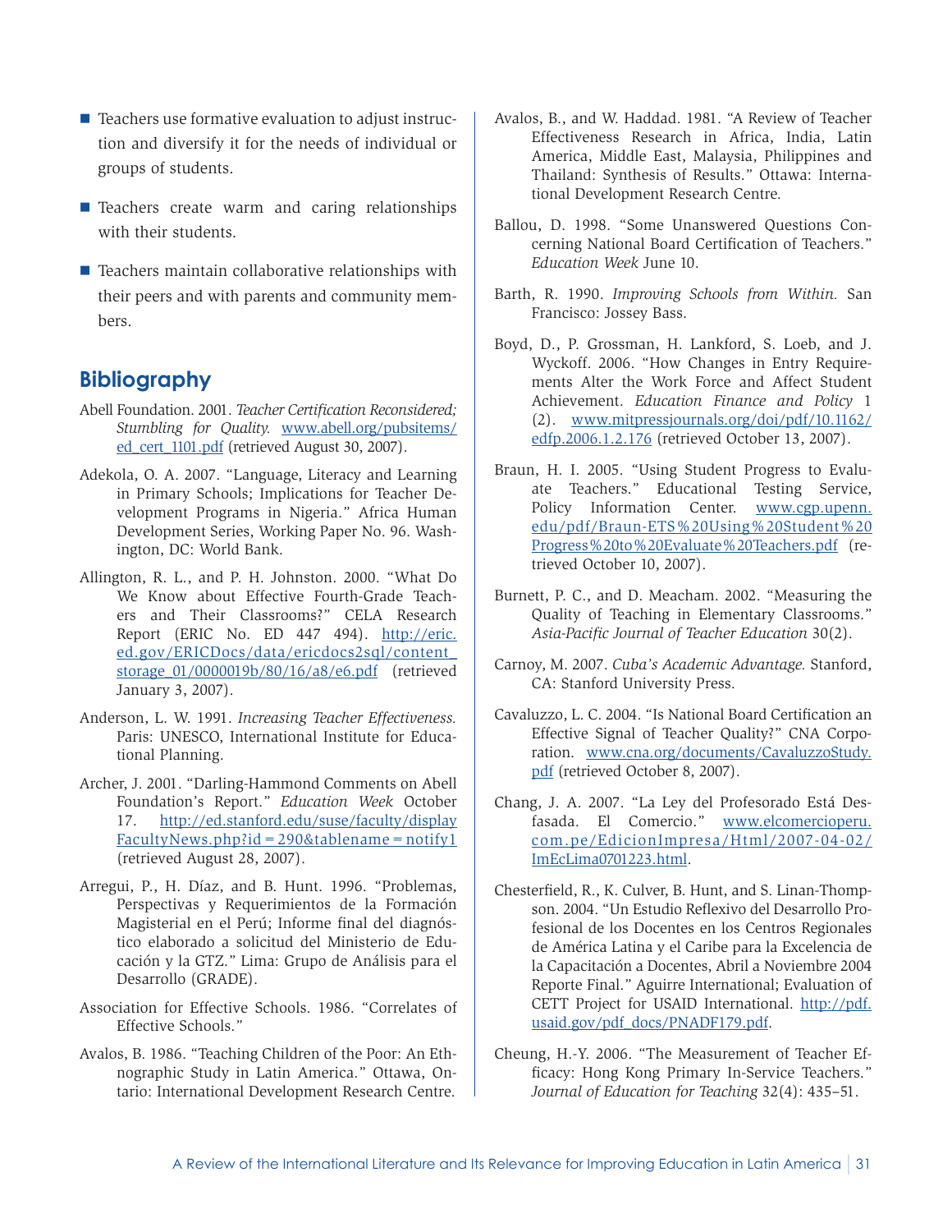- Teachers use formative evaluation to adjust instruction and diversify it for the needs of individual or groups of students.
- Teachers create warm and caring relationships with their students.
- Teachers maintain collaborative relationships with their peers and with parents and community members.

## Bibliography

Abell Foundation. 2001. *Teacher Certification Reconsidered; Stumbling for Quality.* www.abell.org/pubsitems/ed_cert_1101.pdf (retrieved August 30, 2007).

Adekola, O. A. 2007. "Language, Literacy and Learning in Primary Schools; Implications for Teacher Development Programs in Nigeria." Africa Human Development Series, Working Paper No. 96. Washington, DC: World Bank.

Allington, R. L., and P. H. Johnston. 2000. "What Do We Know about Effective Fourth-Grade Teachers and Their Classrooms?" CELA Research Report (ERIC No. ED 447 494). http://eric.ed.gov/ERICDocs/data/ericdocs2sql/content_storage_01/0000019b/80/16/a8/e6.pdf (retrieved January 3, 2007).

Anderson, L. W. 1991. *Increasing Teacher Effectiveness.* Paris: UNESCO, International Institute for Educational Planning.

Archer, J. 2001. "Darling-Hammond Comments on Abell Foundation's Report." *Education Week* October 17. http://ed.stanford.edu/suse/faculty/displayFacultyNews.php?id=290&tablename=notify1 (retrieved August 28, 2007).

Arregui, P., H. Díaz, and B. Hunt. 1996. "Problemas, Perspectivas y Requerimientos de la Formación Magisterial en el Perú; Informe final del diagnóstico elaborado a solicitud del Ministerio de Educación y la GTZ." Lima: Grupo de Análisis para el Desarrollo (GRADE).

Association for Effective Schools. 1986. "Correlates of Effective Schools."

Avalos, B. 1986. "Teaching Children of the Poor: An Ethnographic Study in Latin America." Ottawa, Ontario: International Development Research Centre.

Avalos, B., and W. Haddad. 1981. "A Review of Teacher Effectiveness Research in Africa, India, Latin America, Middle East, Malaysia, Philippines and Thailand: Synthesis of Results." Ottawa: International Development Research Centre.

Ballou, D. 1998. "Some Unanswered Questions Concerning National Board Certification of Teachers." *Education Week* June 10.

Barth, R. 1990. *Improving Schools from Within.* San Francisco: Jossey Bass.

Boyd, D., P. Grossman, H. Lankford, S. Loeb, and J. Wyckoff. 2006. "How Changes in Entry Requirements Alter the Work Force and Affect Student Achievement. *Education Finance and Policy* 1 (2). www.mitpressjournals.org/doi/pdf/10.1162/edfp.2006.1.2.176 (retrieved October 13, 2007).

Braun, H. I. 2005. "Using Student Progress to Evaluate Teachers." Educational Testing Service, Policy Information Center. www.cgp.upenn.edu/pdf/Braun-ETS%20Using%20Student%20Progress%20to%20Evaluate%20Teachers.pdf (retrieved October 10, 2007).

Burnett, P. C., and D. Meacham. 2002. "Measuring the Quality of Teaching in Elementary Classrooms." *Asia-Pacific Journal of Teacher Education* 30(2).

Carnoy, M. 2007. *Cuba's Academic Advantage.* Stanford, CA: Stanford University Press.

Cavaluzzo, L. C. 2004. "Is National Board Certification an Effective Signal of Teacher Quality?" CNA Corporation. www.cna.org/documents/CavaluzzoStudy.pdf (retrieved October 8, 2007).

Chang, J. A. 2007. "La Ley del Profesorado Está Desfasada. El Comercio." www.elcomercioperu.com.pe/EdicionImpresa/Html/2007-04-02/ImEcLima0701223.html.

Chesterfield, R., K. Culver, B. Hunt, and S. Linan-Thompson. 2004. "Un Estudio Reflexivo del Desarrollo Profesional de los Docentes en los Centros Regionales de América Latina y el Caribe para la Excelencia de la Capacitación a Docentes, Abril a Noviembre 2004 Reporte Final." Aguirre International; Evaluation of CETT Project for USAID International. http://pdf.usaid.gov/pdf_docs/PNADF179.pdf.

Cheung, H.-Y. 2006. "The Measurement of Teacher Efficacy: Hong Kong Primary In-Service Teachers." *Journal of Education for Teaching* 32(4): 435–51.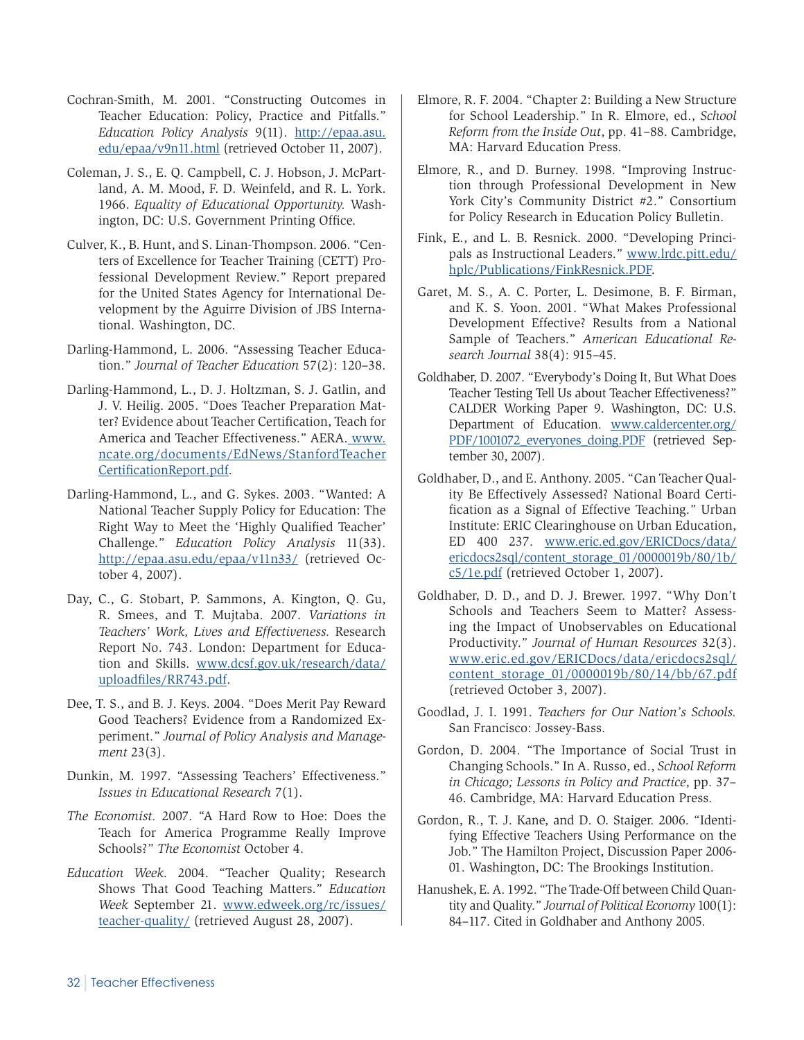Cochran-Smith, M. 2001. "Constructing Outcomes in Teacher Education: Policy, Practice and Pitfalls." *Education Policy Analysis* 9(11). http://epaa.asu.edu/epaa/v9n11.html (retrieved October 11, 2007).

Coleman, J. S., E. Q. Campbell, C. J. Hobson, J. McPartland, A. M. Mood, F. D. Weinfeld, and R. L. York. 1966. *Equality of Educational Opportunity.* Washington, DC: U.S. Government Printing Office.

Culver, K., B. Hunt, and S. Linan-Thompson. 2006. "Centers of Excellence for Teacher Training (CETT) Professional Development Review." Report prepared for the United States Agency for International Development by the Aguirre Division of JBS International. Washington, DC.

Darling-Hammond, L. 2006. "Assessing Teacher Education." *Journal of Teacher Education* 57(2): 120–38.

Darling-Hammond, L., D. J. Holtzman, S. J. Gatlin, and J. V. Heilig. 2005. "Does Teacher Preparation Matter? Evidence about Teacher Certification, Teach for America and Teacher Effectiveness." AERA. www.ncate.org/documents/EdNews/StanfordTeacherCertificationReport.pdf.

Darling-Hammond, L., and G. Sykes. 2003. "Wanted: A National Teacher Supply Policy for Education: The Right Way to Meet the 'Highly Qualified Teacher' Challenge." *Education Policy Analysis* 11(33). http://epaa.asu.edu/epaa/v11n33/ (retrieved October 4, 2007).

Day, C., G. Stobart, P. Sammons, A. Kington, Q. Gu, R. Smees, and T. Mujtaba. 2007. *Variations in Teachers' Work, Lives and Effectiveness.* Research Report No. 743. London: Department for Education and Skills. www.dcsf.gov.uk/research/data/uploadfiles/RR743.pdf.

Dee, T. S., and B. J. Keys. 2004. "Does Merit Pay Reward Good Teachers? Evidence from a Randomized Experiment." *Journal of Policy Analysis and Management* 23(3).

Dunkin, M. 1997. "Assessing Teachers' Effectiveness." *Issues in Educational Research* 7(1).

*The Economist.* 2007. "A Hard Row to Hoe: Does the Teach for America Programme Really Improve Schools?" *The Economist* October 4.

*Education Week.* 2004. "Teacher Quality; Research Shows That Good Teaching Matters." *Education Week* September 21. www.edweek.org/rc/issues/teacher-quality/ (retrieved August 28, 2007).

Elmore, R. F. 2004. "Chapter 2: Building a New Structure for School Leadership." In R. Elmore, ed., *School Reform from the Inside Out*, pp. 41–88. Cambridge, MA: Harvard Education Press.

Elmore, R., and D. Burney. 1998. "Improving Instruction through Professional Development in New York City's Community District #2." Consortium for Policy Research in Education Policy Bulletin.

Fink, E., and L. B. Resnick. 2000. "Developing Principals as Instructional Leaders." www.lrdc.pitt.edu/hplc/Publications/FinkResnick.PDF.

Garet, M. S., A. C. Porter, L. Desimone, B. F. Birman, and K. S. Yoon. 2001. "What Makes Professional Development Effective? Results from a National Sample of Teachers." *American Educational Research Journal* 38(4): 915–45.

Goldhaber, D. 2007. "Everybody's Doing It, But What Does Teacher Testing Tell Us about Teacher Effectiveness?" CALDER Working Paper 9. Washington, DC: U.S. Department of Education. www.caldercenter.org/PDF/1001072_everyones_doing.PDF (retrieved September 30, 2007).

Goldhaber, D., and E. Anthony. 2005. "Can Teacher Quality Be Effectively Assessed? National Board Certification as a Signal of Effective Teaching." Urban Institute: ERIC Clearinghouse on Urban Education, ED 400 237. www.eric.ed.gov/ERICDocs/data/ericdocs2sql/content_storage_01/0000019b/80/1b/c5/1e.pdf (retrieved October 1, 2007).

Goldhaber, D. D., and D. J. Brewer. 1997. "Why Don't Schools and Teachers Seem to Matter? Assessing the Impact of Unobservables on Educational Productivity." *Journal of Human Resources* 32(3). www.eric.ed.gov/ERICDocs/data/ericdocs2sql/content_storage_01/0000019b/80/14/bb/67.pdf (retrieved October 3, 2007).

Goodlad, J. I. 1991. *Teachers for Our Nation's Schools.* San Francisco: Jossey-Bass.

Gordon, D. 2004. "The Importance of Social Trust in Changing Schools." In A. Russo, ed., *School Reform in Chicago; Lessons in Policy and Practice*, pp. 37–46. Cambridge, MA: Harvard Education Press.

Gordon, R., T. J. Kane, and D. O. Staiger. 2006. "Identifying Effective Teachers Using Performance on the Job." The Hamilton Project, Discussion Paper 2006-01. Washington, DC: The Brookings Institution.

Hanushek, E. A. 1992. "The Trade-Off between Child Quantity and Quality." *Journal of Political Economy* 100(1): 84–117. Cited in Goldhaber and Anthony 2005.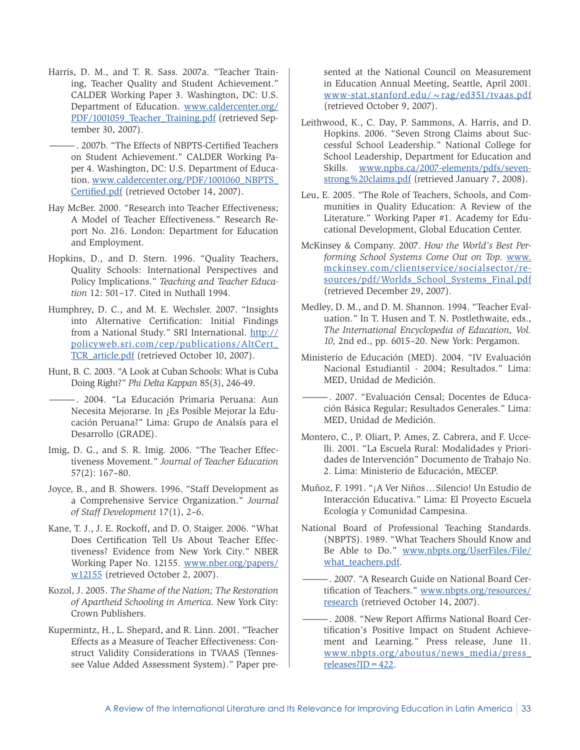Harris, D. M., and T. R. Sass. 2007a. "Teacher Training, Teacher Quality and Student Achievement." CALDER Working Paper 3. Washington, DC: U.S. Department of Education. www.caldercenter.org/PDF/1001059_Teacher_Training.pdf (retrieved September 30, 2007).

———. 2007b. "The Effects of NBPTS-Certified Teachers on Student Achievement." CALDER Working Paper 4. Washington, DC: U.S. Department of Education. www.caldercenter.org/PDF/1001060_NBPTS_Certified.pdf (retrieved October 14, 2007).

Hay McBer. 2000. "Research into Teacher Effectiveness; A Model of Teacher Effectiveness." Research Report No. 216. London: Department for Education and Employment.

Hopkins, D., and D. Stern. 1996. "Quality Teachers, Quality Schools: International Perspectives and Policy Implications." *Teaching and Teacher Education* 12: 501–17. Cited in Nuthall 1994.

Humphrey, D. C., and M. E. Wechsler. 2007. "Insights into Alternative Certification: Initial Findings from a National Study." SRI International. http://policyweb.sri.com/cep/publications/AltCert_TCR_article.pdf (retrieved October 10, 2007).

Hunt, B. C. 2003. "A Look at Cuban Schools: What is Cuba Doing Right?" *Phi Delta Kappan* 85(3), 246-49.

———. 2004. "La Educación Primaria Peruana: Aun Necesita Mejorarse. In ¿Es Posible Mejorar la Educación Peruana?" Lima: Grupo de Analsís para el Desarrollo (GRADE).

Imig, D. G., and S. R. Imig. 2006. "The Teacher Effectiveness Movement." *Journal of Teacher Education* 57(2): 167–80.

Joyce, B., and B. Showers. 1996. "Staff Development as a Comprehensive Service Organization." *Journal of Staff Development* 17(1), 2–6.

Kane, T. J., J. E. Rockoff, and D. O. Staiger. 2006. "What Does Certification Tell Us About Teacher Effectiveness? Evidence from New York City." NBER Working Paper No. 12155. www.nber.org/papers/w12155 (retrieved October 2, 2007).

Kozol, J. 2005. *The Shame of the Nation; The Restoration of Apartheid Schooling in America.* New York City: Crown Publishers.

Kupermintz, H., L. Shepard, and R. Linn. 2001. "Teacher Effects as a Measure of Teacher Effectiveness: Construct Validity Considerations in TVAAS (Tennessee Value Added Assessment System)." Paper presented at the National Council on Measurement in Education Annual Meeting, Seattle, April 2001. www-stat.stanford.edu/~rag/ed351/tvaas.pdf (retrieved October 9, 2007).

Leithwood, K., C. Day, P. Sammons, A. Harris, and D. Hopkins. 2006. "Seven Strong Claims about Successful School Leadership." National College for School Leadership, Department for Education and Skills. www.npbs.ca/2007-elements/pdfs/seven-strong%20claims.pdf (retrieved January 7, 2008).

Leu, E. 2005. "The Role of Teachers, Schools, and Communities in Quality Education: A Review of the Literature." Working Paper #1. Academy for Educational Development, Global Education Center.

McKinsey & Company. 2007. *How the World's Best Performing School Systems Come Out on Top.* www.mckinsey.com/clientservice/socialsector/resources/pdf/Worlds_School_Systems_Final.pdf (retrieved December 29, 2007).

Medley, D. M., and D. M. Shannon. 1994. "Teacher Evaluation." In T. Husen and T. N. Postlethwaite, eds., *The International Encyclopedia of Education, Vol. 10,* 2nd ed., pp. 6015–20. New York: Pergamon.

Ministerio de Educación (MED). 2004. "IV Evaluación Nacional Estudiantil - 2004; Resultados." Lima: MED, Unidad de Medición.

———. 2007. "Evaluación Censal; Docentes de Educación Básica Regular; Resultados Generales." Lima: MED, Unidad de Medición.

Montero, C., P. Oliart, P. Ames, Z. Cabrera, and F. Uccelli. 2001. "La Escuela Rural: Modalidades y Prioridades de Intervención" Documento de Trabajo No. 2. Lima: Ministerio de Educación, MECEP.

Muñoz, F. 1991. "¡A Ver Niños…Silencio! Un Estudio de Interacción Educativa." Lima: El Proyecto Escuela Ecología y Comunidad Campesina.

National Board of Professional Teaching Standards. (NBPTS). 1989. "What Teachers Should Know and Be Able to Do." www.nbpts.org/UserFiles/File/what_teachers.pdf.

———. 2007. "A Research Guide on National Board Certification of Teachers." www.nbpts.org/resources/research (retrieved October 14, 2007).

———. 2008. "New Report Affirms National Board Certification's Positive Impact on Student Achievement and Learning." Press release, June 11. www.nbpts.org/aboutus/news_media/press_releases?ID=422.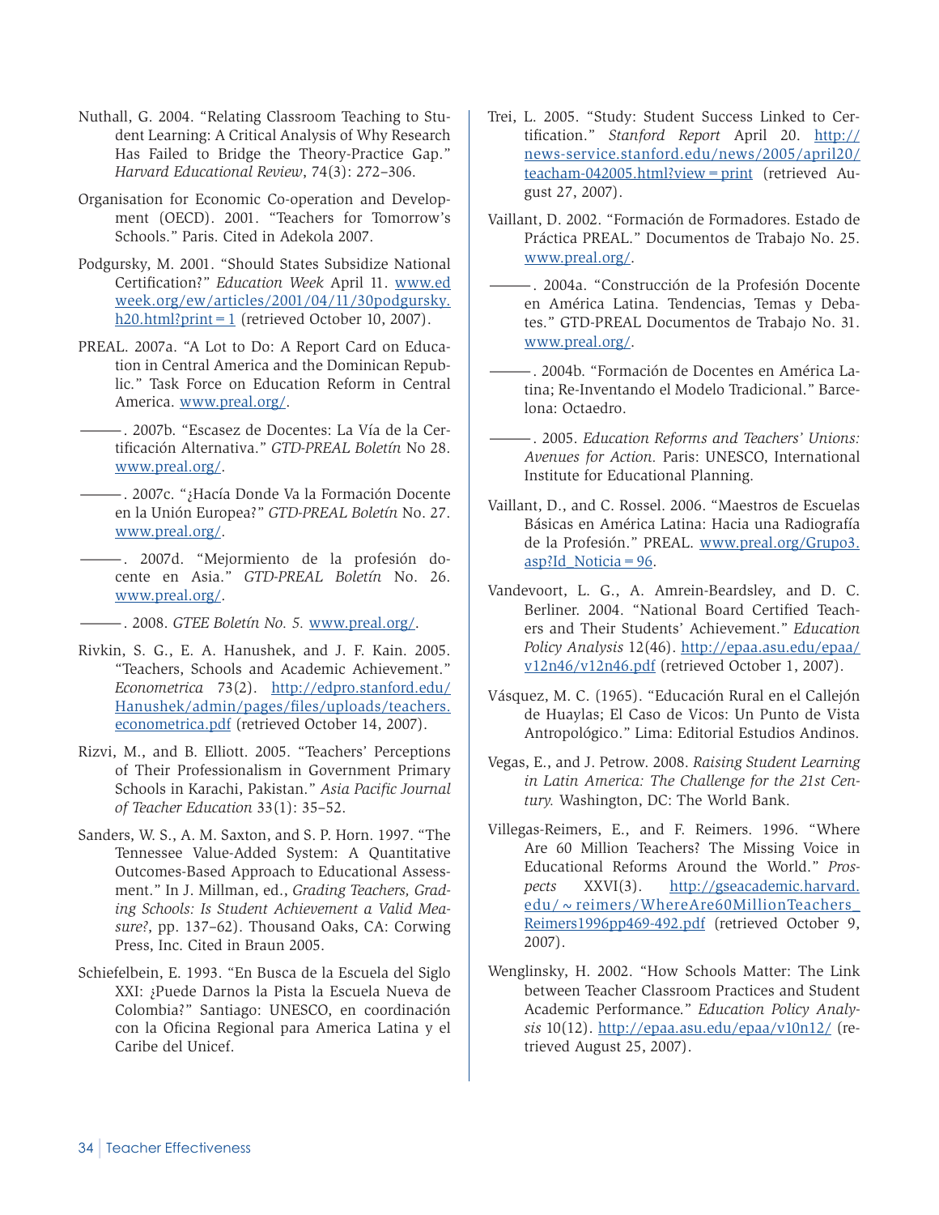Nuthall, G. 2004. "Relating Classroom Teaching to Student Learning: A Critical Analysis of Why Research Has Failed to Bridge the Theory-Practice Gap." *Harvard Educational Review*, 74(3): 272–306.

Organisation for Economic Co-operation and Development (OECD). 2001. "Teachers for Tomorrow's Schools." Paris. Cited in Adekola 2007.

Podgursky, M. 2001. "Should States Subsidize National Certification?" *Education Week* April 11. www.edweek.org/ew/articles/2001/04/11/30podgursky.h20.html?print=1 (retrieved October 10, 2007).

PREAL. 2007a. "A Lot to Do: A Report Card on Education in Central America and the Dominican Republic." Task Force on Education Reform in Central America. www.preal.org/.

———. 2007b. "Escasez de Docentes: La Vía de la Certificación Alternativa." *GTD-PREAL Boletín* No 28. www.preal.org/.

———. 2007c. "¿Hacía Donde Va la Formación Docente en la Unión Europea?" *GTD-PREAL Boletín* No. 27. www.preal.org/.

———. 2007d. "Mejormiento de la profesión docente en Asia." *GTD-PREAL Boletín* No. 26. www.preal.org/.

———. 2008. *GTEE Boletín No. 5.* www.preal.org/.

Rivkin, S. G., E. A. Hanushek, and J. F. Kain. 2005. "Teachers, Schools and Academic Achievement." *Econometrica* 73(2). http://edpro.stanford.edu/Hanushek/admin/pages/files/uploads/teachers.econometrica.pdf (retrieved October 14, 2007).

Rizvi, M., and B. Elliott. 2005. "Teachers' Perceptions of Their Professionalism in Government Primary Schools in Karachi, Pakistan." *Asia Pacific Journal of Teacher Education* 33(1): 35–52.

Sanders, W. S., A. M. Saxton, and S. P. Horn. 1997. "The Tennessee Value-Added System: A Quantitative Outcomes-Based Approach to Educational Assessment." In J. Millman, ed., *Grading Teachers, Grading Schools: Is Student Achievement a Valid Measure?*, pp. 137–62). Thousand Oaks, CA: Corwing Press, Inc. Cited in Braun 2005.

Schiefelbein, E. 1993. "En Busca de la Escuela del Siglo XXI: ¿Puede Darnos la Pista la Escuela Nueva de Colombia?" Santiago: UNESCO, en coordinación con la Oficina Regional para America Latina y el Caribe del Unicef.

Trei, L. 2005. "Study: Student Success Linked to Certification." *Stanford Report* April 20. http://news-service.stanford.edu/news/2005/april20/teacham-042005.html?view=print (retrieved August 27, 2007).

Vaillant, D. 2002. "Formación de Formadores. Estado de Práctica PREAL." Documentos de Trabajo No. 25. www.preal.org/.

———. 2004a. "Construcción de la Profesión Docente en América Latina. Tendencias, Temas y Debates." GTD-PREAL Documentos de Trabajo No. 31. www.preal.org/.

———. 2004b. "Formación de Docentes en América Latina; Re-Inventando el Modelo Tradicional." Barcelona: Octaedro.

———. 2005. *Education Reforms and Teachers' Unions: Avenues for Action.* Paris: UNESCO, International Institute for Educational Planning.

Vaillant, D., and C. Rossel. 2006. "Maestros de Escuelas Básicas en América Latina: Hacia una Radiografía de la Profesión." PREAL. www.preal.org/Grupo3.asp?Id_Noticia=96.

Vandevoort, L. G., A. Amrein-Beardsley, and D. C. Berliner. 2004. "National Board Certified Teachers and Their Students' Achievement." *Education Policy Analysis* 12(46). http://epaa.asu.edu/epaa/v12n46/v12n46.pdf (retrieved October 1, 2007).

Vásquez, M. C. (1965). "Educación Rural en el Callejón de Huaylas; El Caso de Vicos: Un Punto de Vista Antropológico." Lima: Editorial Estudios Andinos.

Vegas, E., and J. Petrow. 2008. *Raising Student Learning in Latin America: The Challenge for the 21st Century.* Washington, DC: The World Bank.

Villegas-Reimers, E., and F. Reimers. 1996. "Where Are 60 Million Teachers? The Missing Voice in Educational Reforms Around the World." *Prospects* XXVI(3). http://gseacademic.harvard.edu/~reimers/WhereAre60MillionTeachers_Reimers1996pp469-492.pdf (retrieved October 9, 2007).

Wenglinsky, H. 2002. "How Schools Matter: The Link between Teacher Classroom Practices and Student Academic Performance." *Education Policy Analysis* 10(12). http://epaa.asu.edu/epaa/v10n12/ (retrieved August 25, 2007).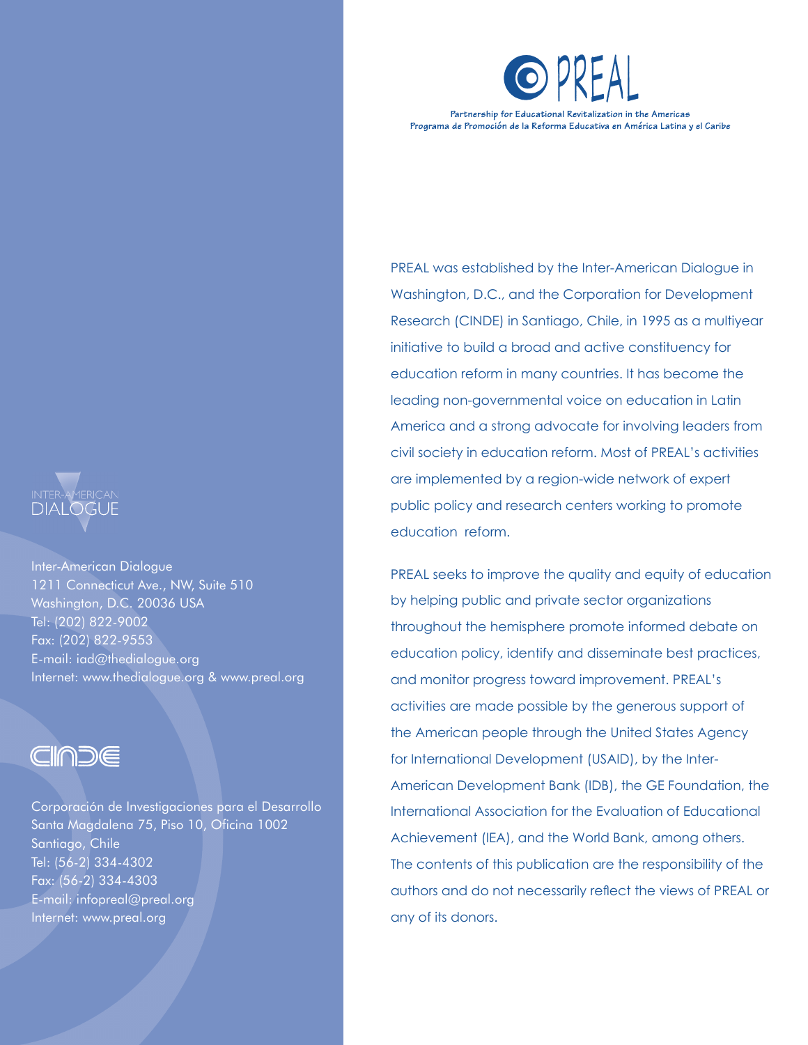PREAL

Partnership for Educational Revitalization in the Americas
Programa de Promoción de la Reforma Educativa en América Latina y el Caribe

PREAL was established by the Inter-American Dialogue in Washington, D.C., and the Corporation for Development Research (CINDE) in Santiago, Chile, in 1995 as a multiyear initiative to build a broad and active constituency for education reform in many countries. It has become the leading non-governmental voice on education in Latin America and a strong advocate for involving leaders from civil society in education reform. Most of PREAL's activities are implemented by a region-wide network of expert public policy and research centers working to promote education reform.

PREAL seeks to improve the quality and equity of education by helping public and private sector organizations throughout the hemisphere promote informed debate on education policy, identify and disseminate best practices, and monitor progress toward improvement. PREAL's activities are made possible by the generous support of the American people through the United States Agency for International Development (USAID), by the Inter-American Development Bank (IDB), the GE Foundation, the International Association for the Evaluation of Educational Achievement (IEA), and the World Bank, among others. The contents of this publication are the responsibility of the authors and do not necessarily reflect the views of PREAL or any of its donors.

INTER-AMERICAN DIALOGUE

Inter-American Dialogue
1211 Connecticut Ave., NW, Suite 510
Washington, D.C. 20036 USA
Tel: (202) 822-9002
Fax: (202) 822-9553
E-mail: iad@thedialogue.org
Internet: www.thedialogue.org & www.preal.org

CINDE

Corporación de Investigaciones para el Desarrollo
Santa Magdalena 75, Piso 10, Oficina 1002
Santiago, Chile
Tel: (56-2) 334-4302
Fax: (56-2) 334-4303
E-mail: infopreal@preal.org
Internet: www.preal.org